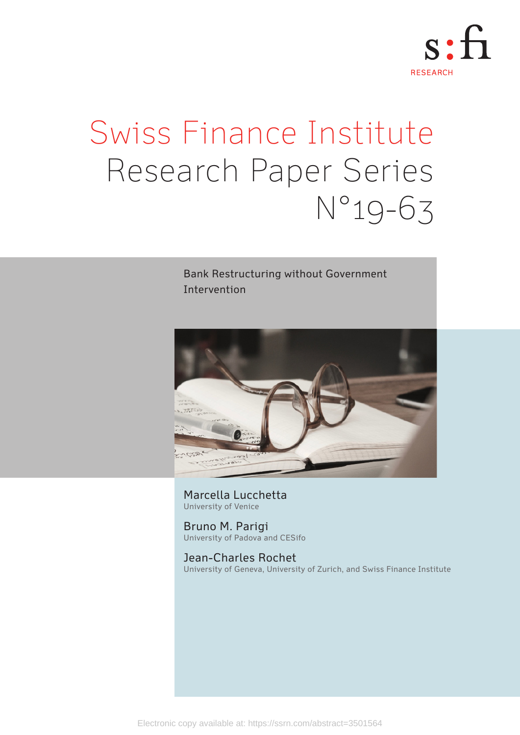s:fi RESEARCH

# Swiss Finance Institute Research Paper Series N°19-63

## Bank Restructuring without Government Intervention

**Marcella Lucchetta**
University of Venice

**Bruno M. Parigi**
University of Padova and CESifo

**Jean-Charles Rochet**
University of Geneva, University of Zurich, and Swiss Finance Institute

Electronic copy available at: https://ssrn.com/abstract=3501564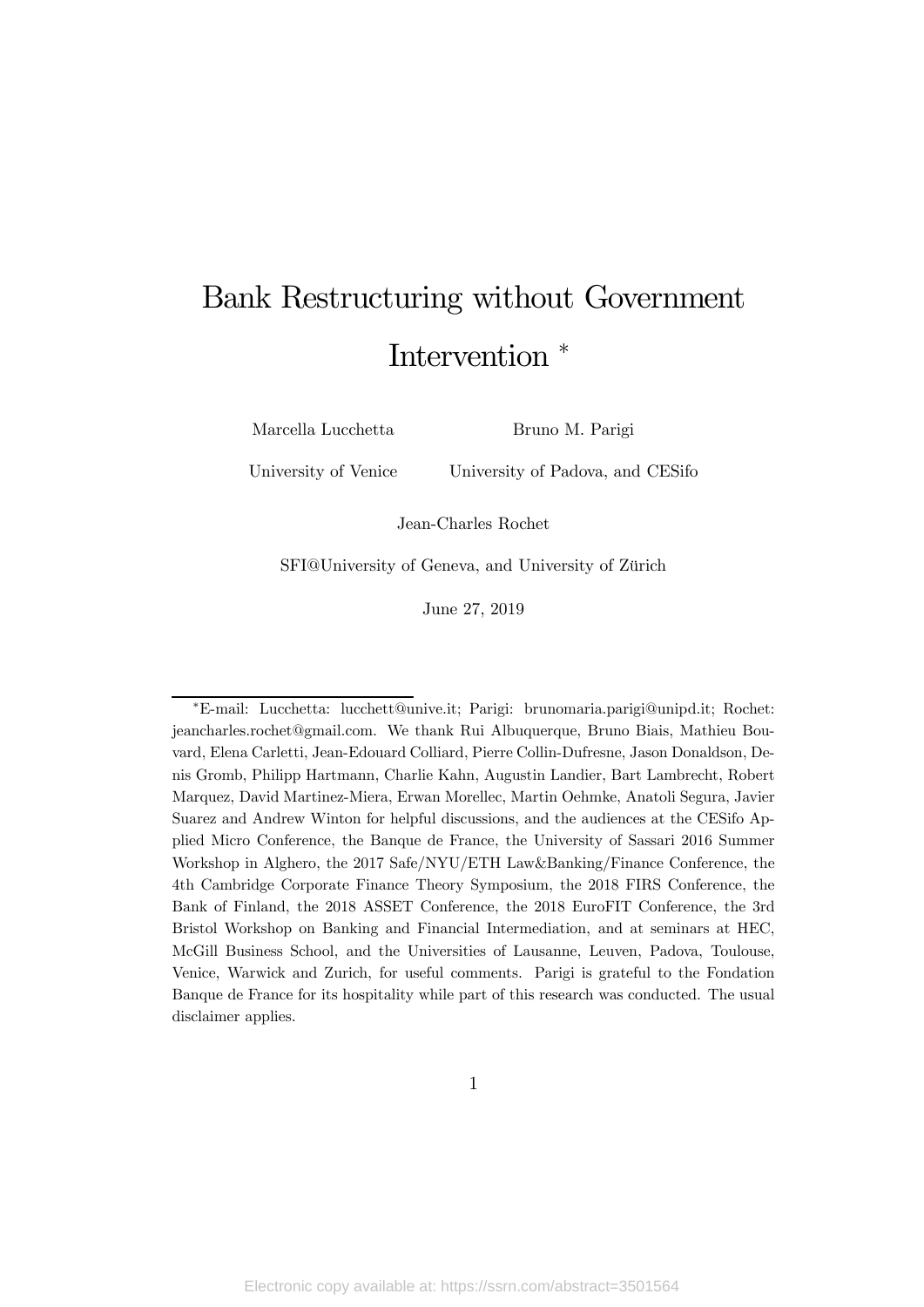# Bank Restructuring without Government Intervention [*]

Marcella Lucchetta

University of Venice

Bruno M. Parigi

University of Padova, and CESifo

Jean-Charles Rochet

SFI@University of Geneva, and University of Zürich

June 27, 2019

[*]E-mail: Lucchetta: lucchett@unive.it; Parigi: brunomaria.parigi@unipd.it; Rochet: jeancharles.rochet@gmail.com. We thank Rui Albuquerque, Bruno Biais, Mathieu Bouvard, Elena Carletti, Jean-Edouard Colliard, Pierre Collin-Dufresne, Jason Donaldson, Denis Gromb, Philipp Hartmann, Charlie Kahn, Augustin Landier, Bart Lambrecht, Robert Marquez, David Martinez-Miera, Erwan Morellec, Martin Oehmke, Anatoli Segura, Javier Suarez and Andrew Winton for helpful discussions, and the audiences at the CESifo Applied Micro Conference, the Banque de France, the University of Sassari 2016 Summer Workshop in Alghero, the 2017 Safe/NYU/ETH Law&Banking/Finance Conference, the 4th Cambridge Corporate Finance Theory Symposium, the 2018 FIRS Conference, the Bank of Finland, the 2018 ASSET Conference, the 2018 EuroFIT Conference, the 3rd Bristol Workshop on Banking and Financial Intermediation, and at seminars at HEC, McGill Business School, and the Universities of Lausanne, Leuven, Padova, Toulouse, Venice, Warwick and Zurich, for useful comments. Parigi is grateful to the Fondation Banque de France for its hospitality while part of this research was conducted. The usual disclaimer applies.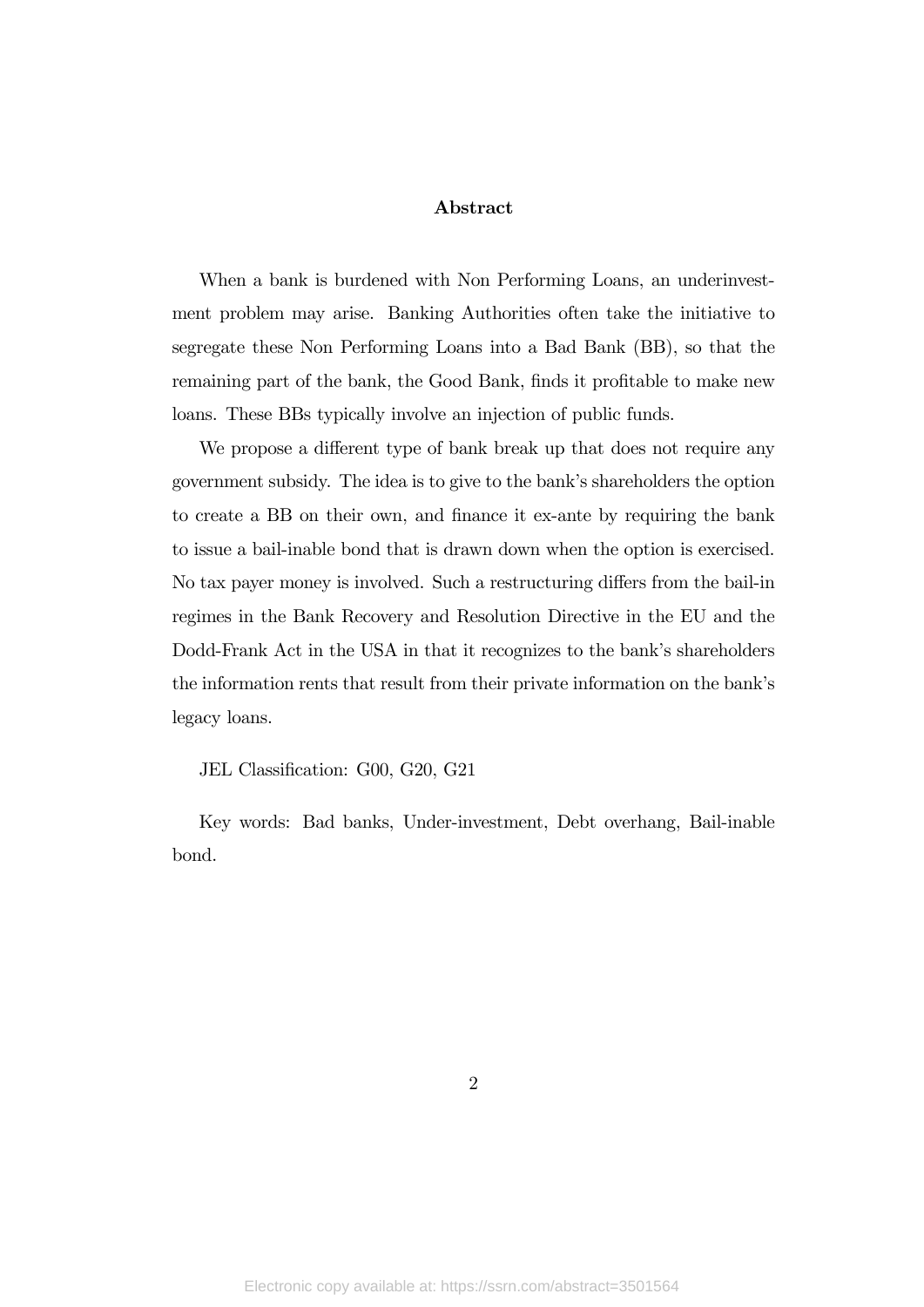## Abstract

When a bank is burdened with Non Performing Loans, an underinvestment problem may arise. Banking Authorities often take the initiative to segregate these Non Performing Loans into a Bad Bank (BB), so that the remaining part of the bank, the Good Bank, finds it profitable to make new loans. These BBs typically involve an injection of public funds.

We propose a different type of bank break up that does not require any government subsidy. The idea is to give to the bank's shareholders the option to create a BB on their own, and finance it ex-ante by requiring the bank to issue a bail-inable bond that is drawn down when the option is exercised. No tax payer money is involved. Such a restructuring differs from the bail-in regimes in the Bank Recovery and Resolution Directive in the EU and the Dodd-Frank Act in the USA in that it recognizes to the bank's shareholders the information rents that result from their private information on the bank's legacy loans.

JEL Classification: G00, G20, G21

Key words: Bad banks, Under-investment, Debt overhang, Bail-inable bond.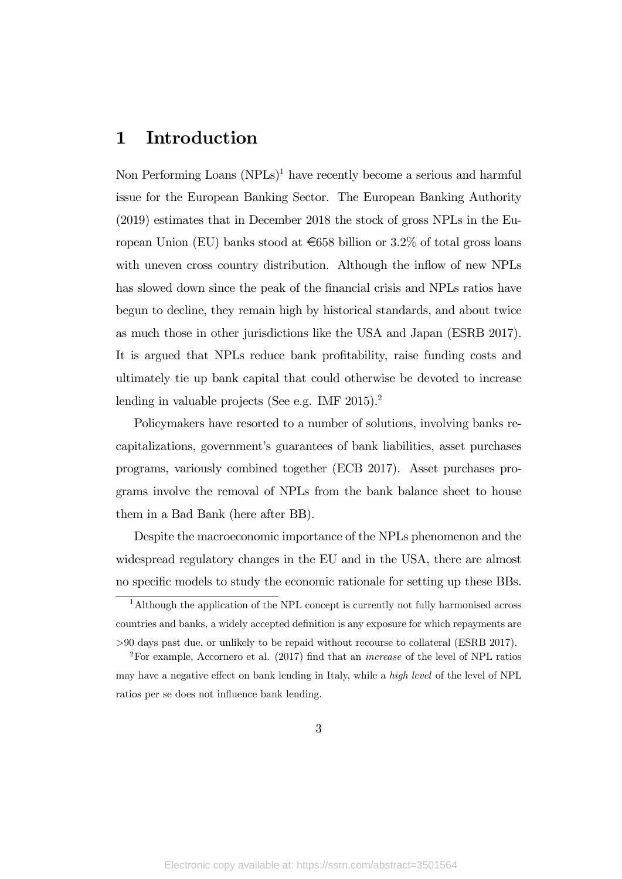# 1 Introduction

Non Performing Loans (NPLs)[1] have recently become a serious and harmful issue for the European Banking Sector. The European Banking Authority (2019) estimates that in December 2018 the stock of gross NPLs in the European Union (EU) banks stood at €658 billion or 3.2% of total gross loans with uneven cross country distribution. Although the inflow of new NPLs has slowed down since the peak of the financial crisis and NPLs ratios have begun to decline, they remain high by historical standards, and about twice as much those in other jurisdictions like the USA and Japan (ESRB 2017). It is argued that NPLs reduce bank profitability, raise funding costs and ultimately tie up bank capital that could otherwise be devoted to increase lending in valuable projects (See e.g. IMF 2015).[2]

Policymakers have resorted to a number of solutions, involving banks recapitalizations, government's guarantees of bank liabilities, asset purchases programs, variously combined together (ECB 2017). Asset purchases programs involve the removal of NPLs from the bank balance sheet to house them in a Bad Bank (here after BB).

Despite the macroeconomic importance of the NPLs phenomenon and the widespread regulatory changes in the EU and in the USA, there are almost no specific models to study the economic rationale for setting up these BBs.

---

[1] Although the application of the NPL concept is currently not fully harmonised across countries and banks, a widely accepted definition is any exposure for which repayments are >90 days past due, or unlikely to be repaid without recourse to collateral (ESRB 2017).

[2] For example, Accornero et al. (2017) find that an *increase* of the level of NPL ratios may have a negative effect on bank lending in Italy, while a *high level* of the level of NPL ratios per se does not influence bank lending.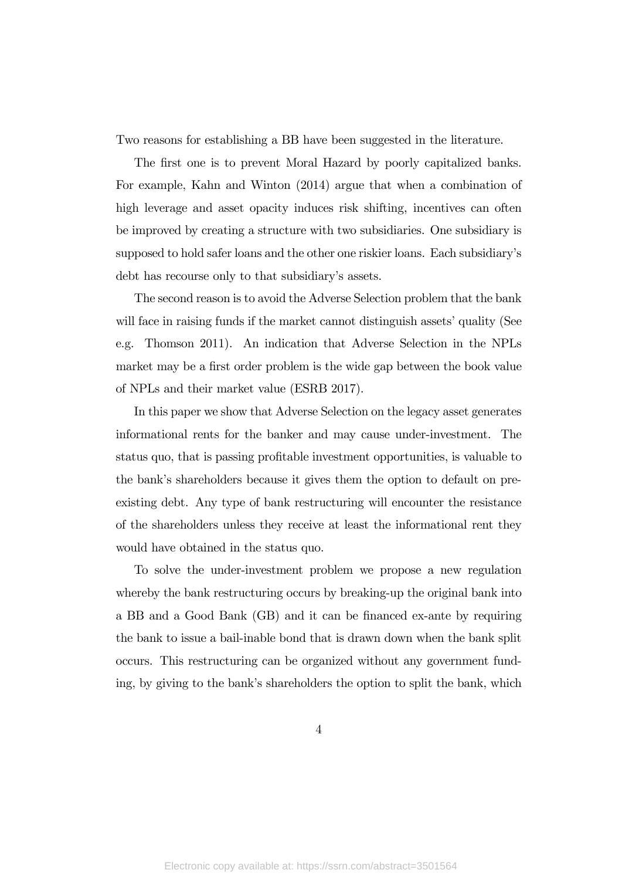Two reasons for establishing a BB have been suggested in the literature.

The first one is to prevent Moral Hazard by poorly capitalized banks. For example, Kahn and Winton (2014) argue that when a combination of high leverage and asset opacity induces risk shifting, incentives can often be improved by creating a structure with two subsidiaries. One subsidiary is supposed to hold safer loans and the other one riskier loans. Each subsidiary's debt has recourse only to that subsidiary's assets.

The second reason is to avoid the Adverse Selection problem that the bank will face in raising funds if the market cannot distinguish assets' quality (See e.g. Thomson 2011). An indication that Adverse Selection in the NPLs market may be a first order problem is the wide gap between the book value of NPLs and their market value (ESRB 2017).

In this paper we show that Adverse Selection on the legacy asset generates informational rents for the banker and may cause under-investment. The status quo, that is passing profitable investment opportunities, is valuable to the bank's shareholders because it gives them the option to default on pre-existing debt. Any type of bank restructuring will encounter the resistance of the shareholders unless they receive at least the informational rent they would have obtained in the status quo.

To solve the under-investment problem we propose a new regulation whereby the bank restructuring occurs by breaking-up the original bank into a BB and a Good Bank (GB) and it can be financed ex-ante by requiring the bank to issue a bail-inable bond that is drawn down when the bank split occurs. This restructuring can be organized without any government funding, by giving to the bank's shareholders the option to split the bank, which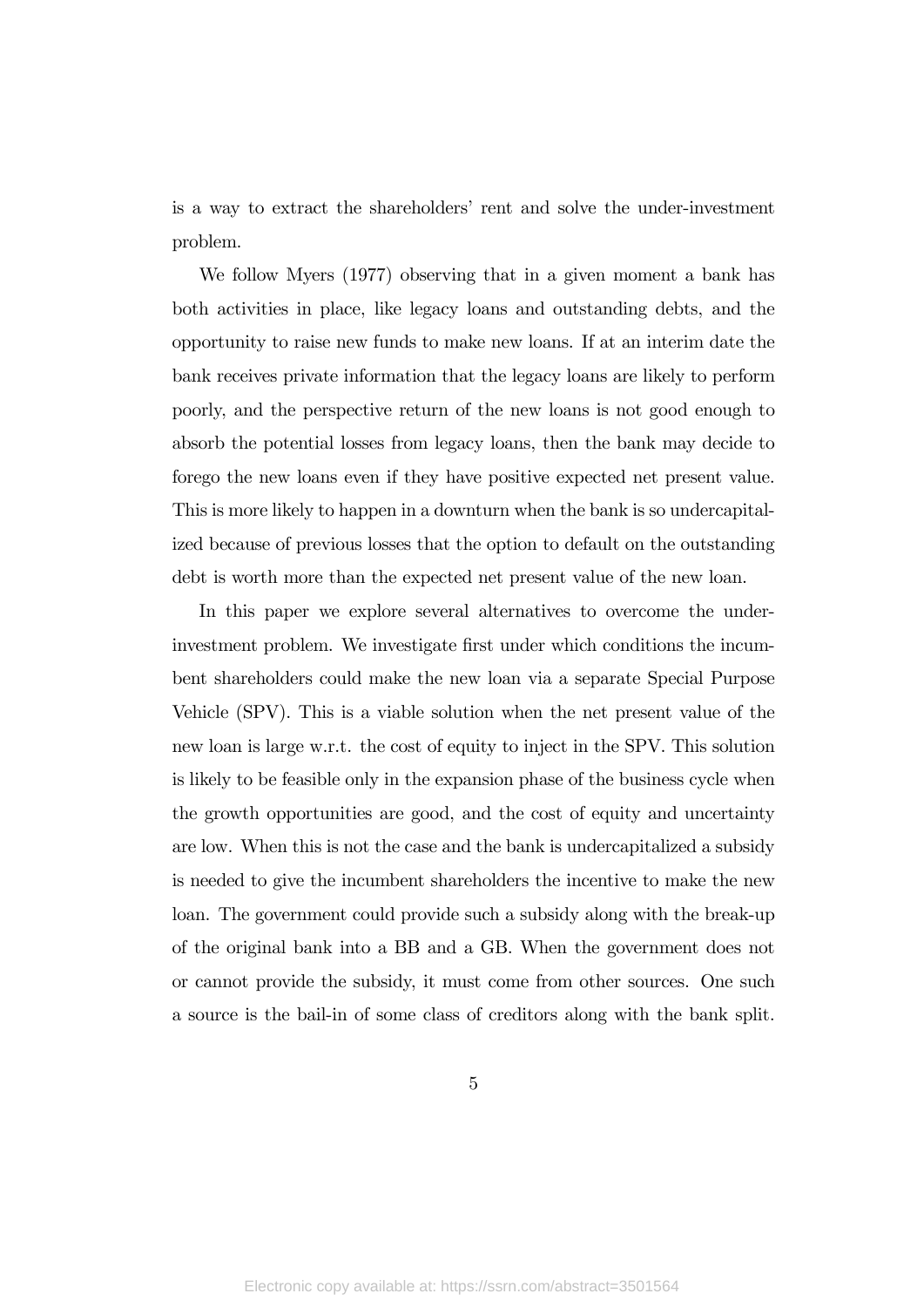is a way to extract the shareholders' rent and solve the under-investment problem.

We follow Myers (1977) observing that in a given moment a bank has both activities in place, like legacy loans and outstanding debts, and the opportunity to raise new funds to make new loans. If at an interim date the bank receives private information that the legacy loans are likely to perform poorly, and the perspective return of the new loans is not good enough to absorb the potential losses from legacy loans, then the bank may decide to forego the new loans even if they have positive expected net present value. This is more likely to happen in a downturn when the bank is so undercapitalized because of previous losses that the option to default on the outstanding debt is worth more than the expected net present value of the new loan.

In this paper we explore several alternatives to overcome the under-investment problem. We investigate first under which conditions the incumbent shareholders could make the new loan via a separate Special Purpose Vehicle (SPV). This is a viable solution when the net present value of the new loan is large w.r.t. the cost of equity to inject in the SPV. This solution is likely to be feasible only in the expansion phase of the business cycle when the growth opportunities are good, and the cost of equity and uncertainty are low. When this is not the case and the bank is undercapitalized a subsidy is needed to give the incumbent shareholders the incentive to make the new loan. The government could provide such a subsidy along with the break-up of the original bank into a BB and a GB. When the government does not or cannot provide the subsidy, it must come from other sources. One such a source is the bail-in of some class of creditors along with the bank split.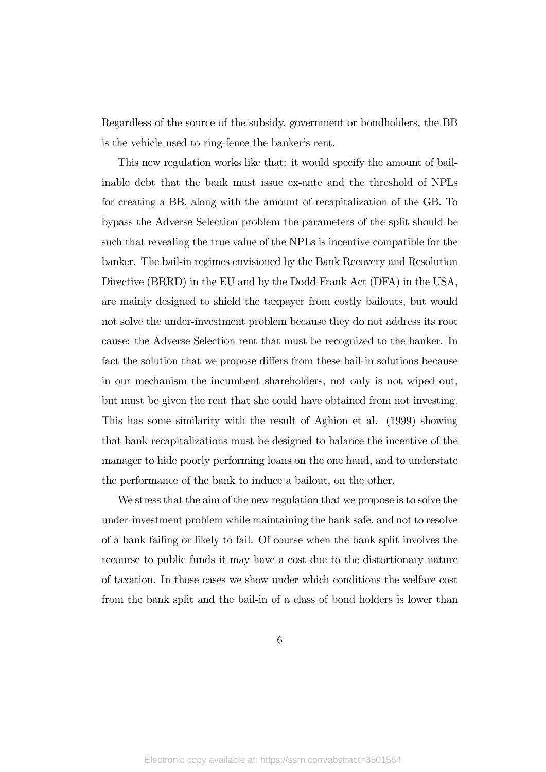Regardless of the source of the subsidy, government or bondholders, the BB is the vehicle used to ring-fence the banker's rent.

This new regulation works like that: it would specify the amount of bail-inable debt that the bank must issue ex-ante and the threshold of NPLs for creating a BB, along with the amount of recapitalization of the GB. To bypass the Adverse Selection problem the parameters of the split should be such that revealing the true value of the NPLs is incentive compatible for the banker. The bail-in regimes envisioned by the Bank Recovery and Resolution Directive (BRRD) in the EU and by the Dodd-Frank Act (DFA) in the USA, are mainly designed to shield the taxpayer from costly bailouts, but would not solve the under-investment problem because they do not address its root cause: the Adverse Selection rent that must be recognized to the banker. In fact the solution that we propose differs from these bail-in solutions because in our mechanism the incumbent shareholders, not only is not wiped out, but must be given the rent that she could have obtained from not investing. This has some similarity with the result of Aghion et al. (1999) showing that bank recapitalizations must be designed to balance the incentive of the manager to hide poorly performing loans on the one hand, and to understate the performance of the bank to induce a bailout, on the other.

We stress that the aim of the new regulation that we propose is to solve the under-investment problem while maintaining the bank safe, and not to resolve of a bank failing or likely to fail. Of course when the bank split involves the recourse to public funds it may have a cost due to the distortionary nature of taxation. In those cases we show under which conditions the welfare cost from the bank split and the bail-in of a class of bond holders is lower than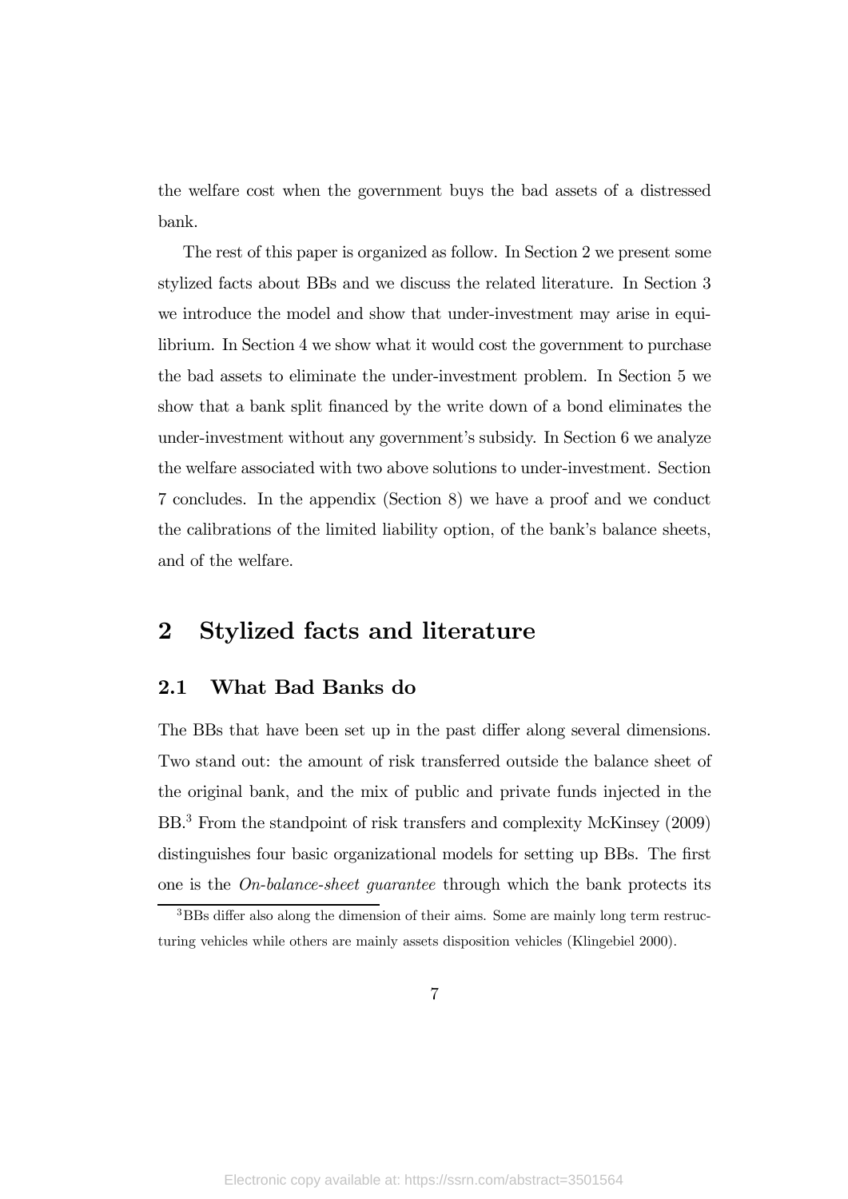the welfare cost when the government buys the bad assets of a distressed bank.

The rest of this paper is organized as follow. In Section 2 we present some stylized facts about BBs and we discuss the related literature. In Section 3 we introduce the model and show that under-investment may arise in equilibrium. In Section 4 we show what it would cost the government to purchase the bad assets to eliminate the under-investment problem. In Section 5 we show that a bank split financed by the write down of a bond eliminates the under-investment without any government's subsidy. In Section 6 we analyze the welfare associated with two above solutions to under-investment. Section 7 concludes. In the appendix (Section 8) we have a proof and we conduct the calibrations of the limited liability option, of the bank's balance sheets, and of the welfare.

## 2 Stylized facts and literature

### 2.1 What Bad Banks do

The BBs that have been set up in the past differ along several dimensions. Two stand out: the amount of risk transferred outside the balance sheet of the original bank, and the mix of public and private funds injected in the BB.[3] From the standpoint of risk transfers and complexity McKinsey (2009) distinguishes four basic organizational models for setting up BBs. The first one is the *On-balance-sheet guarantee* through which the bank protects its

[3] BBs differ also along the dimension of their aims. Some are mainly long term restructuring vehicles while others are mainly assets disposition vehicles (Klingebiel 2000).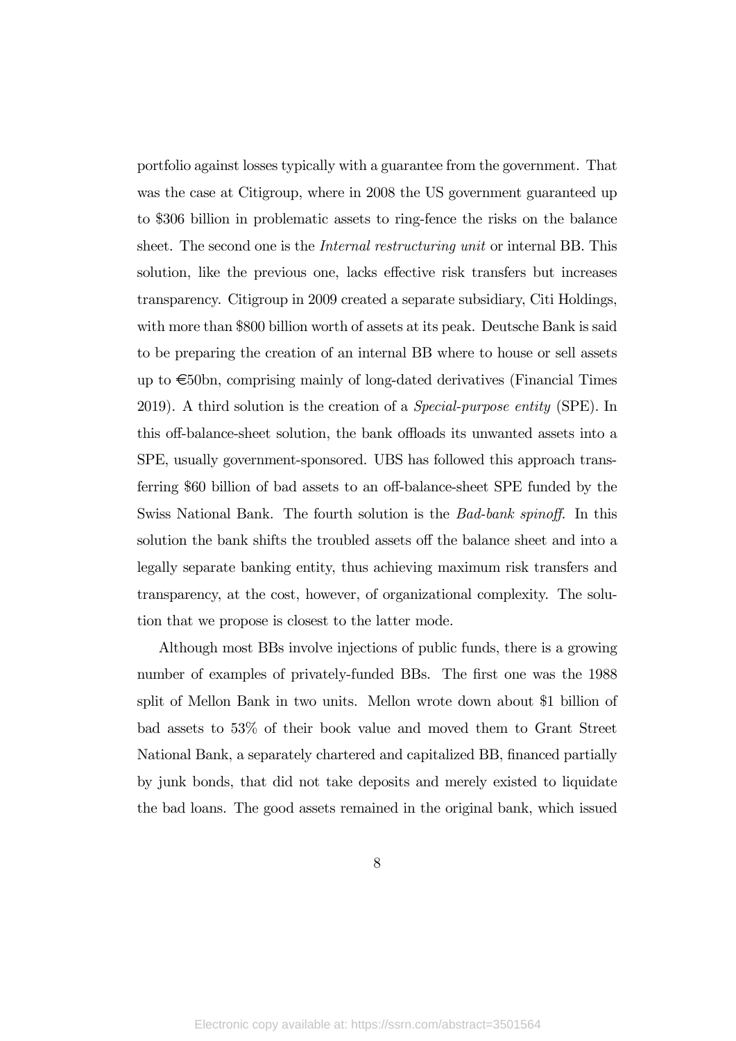portfolio against losses typically with a guarantee from the government. That was the case at Citigroup, where in 2008 the US government guaranteed up to $306 billion in problematic assets to ring-fence the risks on the balance sheet. The second one is the *Internal restructuring unit* or internal BB. This solution, like the previous one, lacks effective risk transfers but increases transparency. Citigroup in 2009 created a separate subsidiary, Citi Holdings, with more than $800 billion worth of assets at its peak. Deutsche Bank is said to be preparing the creation of an internal BB where to house or sell assets up to €50bn, comprising mainly of long-dated derivatives (Financial Times 2019). A third solution is the creation of a *Special-purpose entity* (SPE). In this off-balance-sheet solution, the bank offloads its unwanted assets into a SPE, usually government-sponsored. UBS has followed this approach transferring $60 billion of bad assets to an off-balance-sheet SPE funded by the Swiss National Bank. The fourth solution is the *Bad-bank spinoff*. In this solution the bank shifts the troubled assets off the balance sheet and into a legally separate banking entity, thus achieving maximum risk transfers and transparency, at the cost, however, of organizational complexity. The solution that we propose is closest to the latter mode.

Although most BBs involve injections of public funds, there is a growing number of examples of privately-funded BBs. The first one was the 1988 split of Mellon Bank in two units. Mellon wrote down about $1 billion of bad assets to 53% of their book value and moved them to Grant Street National Bank, a separately chartered and capitalized BB, financed partially by junk bonds, that did not take deposits and merely existed to liquidate the bad loans. The good assets remained in the original bank, which issued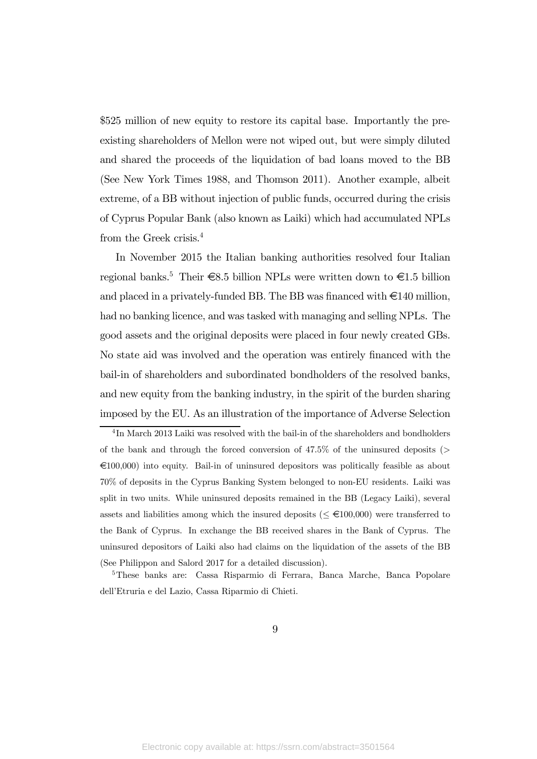$525 million of new equity to restore its capital base. Importantly the pre-existing shareholders of Mellon were not wiped out, but were simply diluted and shared the proceeds of the liquidation of bad loans moved to the BB (See New York Times 1988, and Thomson 2011). Another example, albeit extreme, of a BB without injection of public funds, occurred during the crisis of Cyprus Popular Bank (also known as Laiki) which had accumulated NPLs from the Greek crisis.[4]

In November 2015 the Italian banking authorities resolved four Italian regional banks.[5] Their €8.5 billion NPLs were written down to €1.5 billion and placed in a privately-funded BB. The BB was financed with €140 million, had no banking licence, and was tasked with managing and selling NPLs. The good assets and the original deposits were placed in four newly created GBs. No state aid was involved and the operation was entirely financed with the bail-in of shareholders and subordinated bondholders of the resolved banks, and new equity from the banking industry, in the spirit of the burden sharing imposed by the EU. As an illustration of the importance of Adverse Selection

[4] In March 2013 Laiki was resolved with the bail-in of the shareholders and bondholders of the bank and through the forced conversion of 47.5% of the uninsured deposits ($>$ €100,000) into equity. Bail-in of uninsured depositors was politically feasible as about 70% of deposits in the Cyprus Banking System belonged to non-EU residents. Laiki was split in two units. While uninsured deposits remained in the BB (Legacy Laiki), several assets and liabilities among which the insured deposits ($\leq$ €100,000) were transferred to the Bank of Cyprus. In exchange the BB received shares in the Bank of Cyprus. The uninsured depositors of Laiki also had claims on the liquidation of the assets of the BB (See Philippon and Salord 2017 for a detailed discussion).

[5] These banks are: Cassa Risparmio di Ferrara, Banca Marche, Banca Popolare dell'Etruria e del Lazio, Cassa Riparmio di Chieti.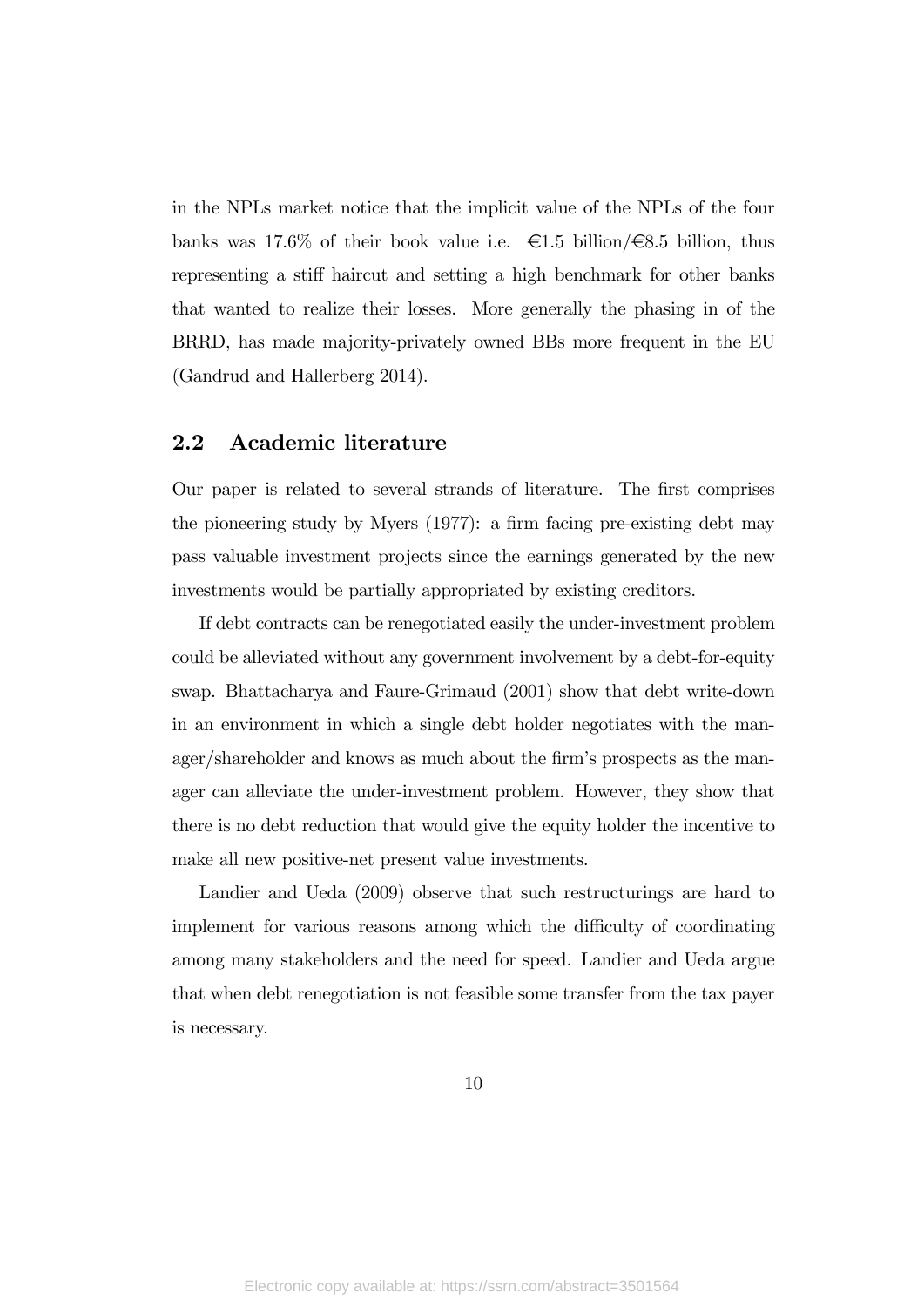in the NPLs market notice that the implicit value of the NPLs of the four banks was 17.6% of their book value i.e. €1.5 billion/€8.5 billion, thus representing a stiff haircut and setting a high benchmark for other banks that wanted to realize their losses. More generally the phasing in of the BRRD, has made majority-privately owned BBs more frequent in the EU (Gandrud and Hallerberg 2014).

## 2.2 Academic literature

Our paper is related to several strands of literature. The first comprises the pioneering study by Myers (1977): a firm facing pre-existing debt may pass valuable investment projects since the earnings generated by the new investments would be partially appropriated by existing creditors.

If debt contracts can be renegotiated easily the under-investment problem could be alleviated without any government involvement by a debt-for-equity swap. Bhattacharya and Faure-Grimaud (2001) show that debt write-down in an environment in which a single debt holder negotiates with the manager/shareholder and knows as much about the firm's prospects as the manager can alleviate the under-investment problem. However, they show that there is no debt reduction that would give the equity holder the incentive to make all new positive-net present value investments.

Landier and Ueda (2009) observe that such restructurings are hard to implement for various reasons among which the difficulty of coordinating among many stakeholders and the need for speed. Landier and Ueda argue that when debt renegotiation is not feasible some transfer from the tax payer is necessary.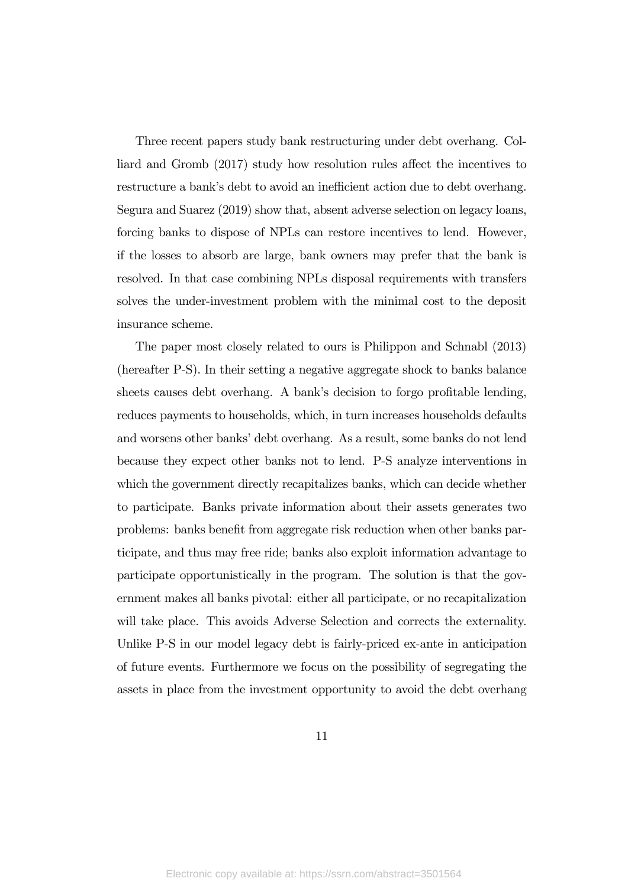Three recent papers study bank restructuring under debt overhang. Colliard and Gromb (2017) study how resolution rules affect the incentives to restructure a bank's debt to avoid an inefficient action due to debt overhang. Segura and Suarez (2019) show that, absent adverse selection on legacy loans, forcing banks to dispose of NPLs can restore incentives to lend. However, if the losses to absorb are large, bank owners may prefer that the bank is resolved. In that case combining NPLs disposal requirements with transfers solves the under-investment problem with the minimal cost to the deposit insurance scheme.

The paper most closely related to ours is Philippon and Schnabl (2013) (hereafter P-S). In their setting a negative aggregate shock to banks balance sheets causes debt overhang. A bank's decision to forgo profitable lending, reduces payments to households, which, in turn increases households defaults and worsens other banks' debt overhang. As a result, some banks do not lend because they expect other banks not to lend. P-S analyze interventions in which the government directly recapitalizes banks, which can decide whether to participate. Banks private information about their assets generates two problems: banks benefit from aggregate risk reduction when other banks participate, and thus may free ride; banks also exploit information advantage to participate opportunistically in the program. The solution is that the government makes all banks pivotal: either all participate, or no recapitalization will take place. This avoids Adverse Selection and corrects the externality. Unlike P-S in our model legacy debt is fairly-priced ex-ante in anticipation of future events. Furthermore we focus on the possibility of segregating the assets in place from the investment opportunity to avoid the debt overhang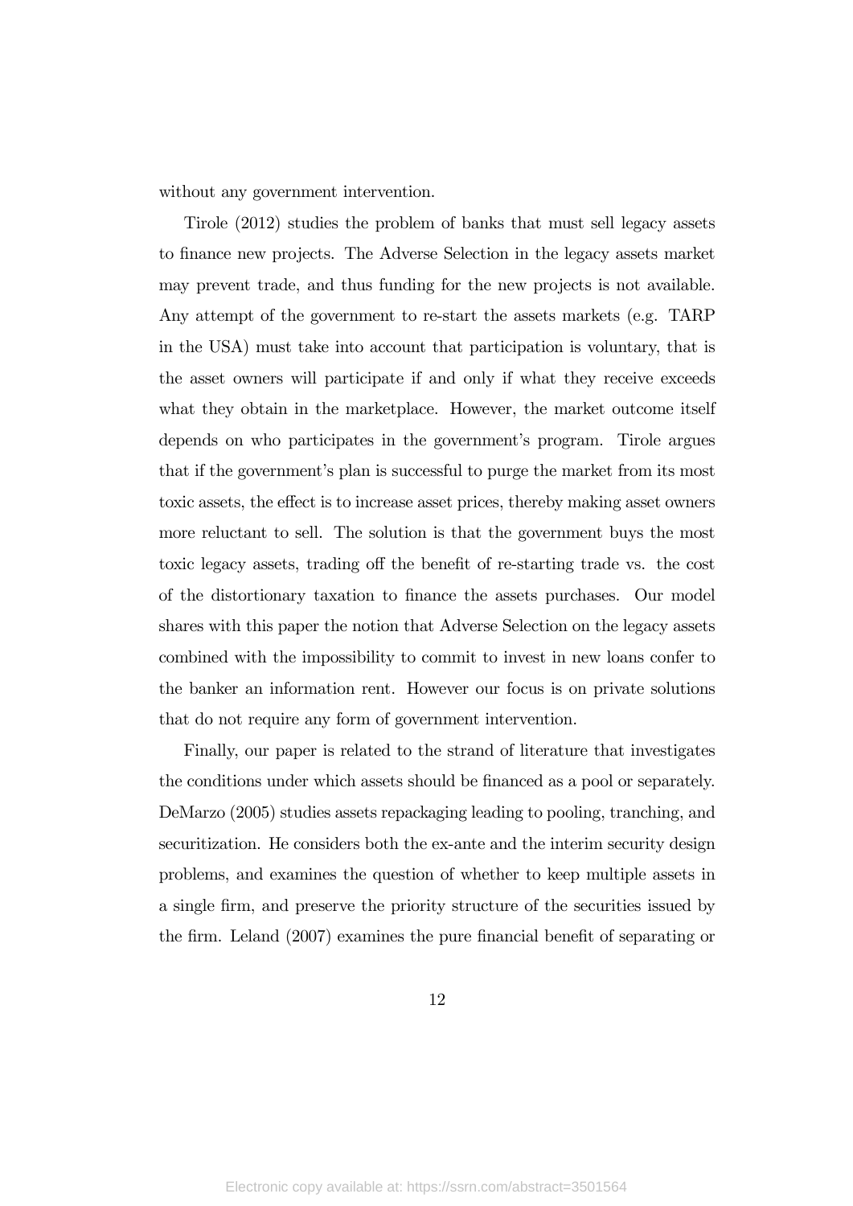without any government intervention.

Tirole (2012) studies the problem of banks that must sell legacy assets to finance new projects. The Adverse Selection in the legacy assets market may prevent trade, and thus funding for the new projects is not available. Any attempt of the government to re-start the assets markets (e.g. TARP in the USA) must take into account that participation is voluntary, that is the asset owners will participate if and only if what they receive exceeds what they obtain in the marketplace. However, the market outcome itself depends on who participates in the government's program. Tirole argues that if the government's plan is successful to purge the market from its most toxic assets, the effect is to increase asset prices, thereby making asset owners more reluctant to sell. The solution is that the government buys the most toxic legacy assets, trading off the benefit of re-starting trade vs. the cost of the distortionary taxation to finance the assets purchases. Our model shares with this paper the notion that Adverse Selection on the legacy assets combined with the impossibility to commit to invest in new loans confer to the banker an information rent. However our focus is on private solutions that do not require any form of government intervention.

Finally, our paper is related to the strand of literature that investigates the conditions under which assets should be financed as a pool or separately. DeMarzo (2005) studies assets repackaging leading to pooling, tranching, and securitization. He considers both the ex-ante and the interim security design problems, and examines the question of whether to keep multiple assets in a single firm, and preserve the priority structure of the securities issued by the firm. Leland (2007) examines the pure financial benefit of separating or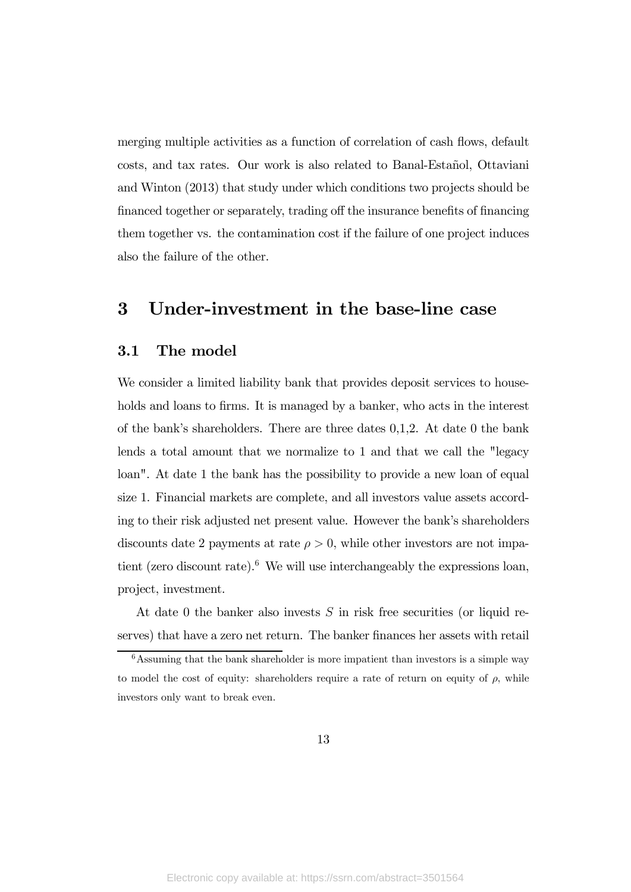merging multiple activities as a function of correlation of cash flows, default costs, and tax rates. Our work is also related to Banal-Estañol, Ottaviani and Winton (2013) that study under which conditions two projects should be financed together or separately, trading off the insurance benefits of financing them together vs. the contamination cost if the failure of one project induces also the failure of the other.

# 3 Under-investment in the base-line case

## 3.1 The model

We consider a limited liability bank that provides deposit services to households and loans to firms. It is managed by a banker, who acts in the interest of the bank's shareholders. There are three dates 0,1,2. At date 0 the bank lends a total amount that we normalize to 1 and that we call the "legacy loan". At date 1 the bank has the possibility to provide a new loan of equal size 1. Financial markets are complete, and all investors value assets according to their risk adjusted net present value. However the bank's shareholders discounts date 2 payments at rate $\rho > 0$, while other investors are not impatient (zero discount rate).[6] We will use interchangeably the expressions loan, project, investment.

At date 0 the banker also invests $S$ in risk free securities (or liquid reserves) that have a zero net return. The banker finances her assets with retail

[6] Assuming that the bank shareholder is more impatient than investors is a simple way to model the cost of equity: shareholders require a rate of return on equity of $\rho$, while investors only want to break even.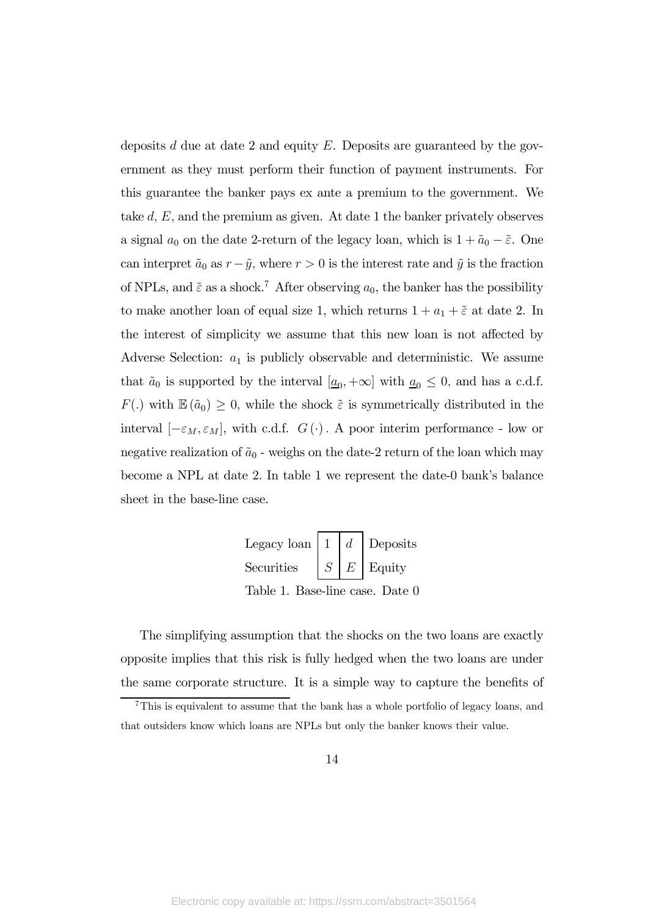deposits $d$ due at date 2 and equity $E$. Deposits are guaranteed by the government as they must perform their function of payment instruments. For this guarantee the banker pays ex ante a premium to the government. We take $d$, $E$, and the premium as given. At date 1 the banker privately observes a signal $a_0$ on the date 2-return of the legacy loan, which is $1 + \tilde{a}_0 - \tilde{\varepsilon}$. One can interpret $\tilde{a}_0$ as $r - \tilde{y}$, where $r > 0$ is the interest rate and $\tilde{y}$ is the fraction of NPLs, and $\tilde{\varepsilon}$ as a shock.[7] After observing $a_0$, the banker has the possibility to make another loan of equal size 1, which returns $1 + a_1 + \tilde{\varepsilon}$ at date 2. In the interest of simplicity we assume that this new loan is not affected by Adverse Selection: $a_1$ is publicly observable and deterministic. We assume that $\tilde{a}_0$ is supported by the interval $[\underline{a}_0, +\infty]$ with $\underline{a}_0 \leq 0$, and has a c.d.f. $F(.)$ with $\mathbb{E}(\tilde{a}_0) \geq 0$, while the shock $\tilde{\varepsilon}$ is symmetrically distributed in the interval $[-\varepsilon_M, \varepsilon_M]$, with c.d.f. $G(\cdot)$. A poor interim performance - low or negative realization of $\tilde{a}_0$ - weighs on the date-2 return of the loan which may become a NPL at date 2. In table 1 we represent the date-0 bank's balance sheet in the base-line case.

| | | | |
|---|---|---|---|
| Legacy loan | 1 | $d$ | Deposits |
| Securities | $S$ | $E$ | Equity |

Table 1. Base-line case. Date 0

The simplifying assumption that the shocks on the two loans are exactly opposite implies that this risk is fully hedged when the two loans are under the same corporate structure. It is a simple way to capture the benefits of

[7] This is equivalent to assume that the bank has a whole portfolio of legacy loans, and that outsiders know which loans are NPLs but only the banker knows their value.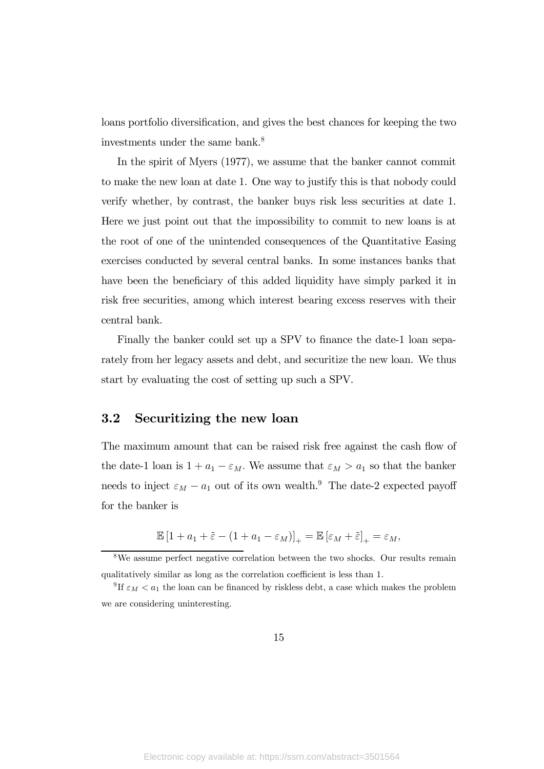loans portfolio diversification, and gives the best chances for keeping the two investments under the same bank.[8]

In the spirit of Myers (1977), we assume that the banker cannot commit to make the new loan at date 1. One way to justify this is that nobody could verify whether, by contrast, the banker buys risk less securities at date 1. Here we just point out that the impossibility to commit to new loans is at the root of one of the unintended consequences of the Quantitative Easing exercises conducted by several central banks. In some instances banks that have been the beneficiary of this added liquidity have simply parked it in risk free securities, among which interest bearing excess reserves with their central bank.

Finally the banker could set up a SPV to finance the date-1 loan separately from her legacy assets and debt, and securitize the new loan. We thus start by evaluating the cost of setting up such a SPV.

### 3.2 Securitizing the new loan

The maximum amount that can be raised risk free against the cash flow of the date-1 loan is $1 + a_1 - \varepsilon_M$. We assume that $\varepsilon_M > a_1$ so that the banker needs to inject $\varepsilon_M - a_1$ out of its own wealth.[9] The date-2 expected payoff for the banker is

$$\mathbb{E}\left[1 + a_1 + \tilde{\varepsilon} - (1 + a_1 - \varepsilon_M)\right]_+ = \mathbb{E}\left[\varepsilon_M + \tilde{\varepsilon}\right]_+ = \varepsilon_M,$$

[8] We assume perfect negative correlation between the two shocks. Our results remain qualitatively similar as long as the correlation coefficient is less than 1.

[9] If $\varepsilon_M < a_1$ the loan can be financed by riskless debt, a case which makes the problem we are considering uninteresting.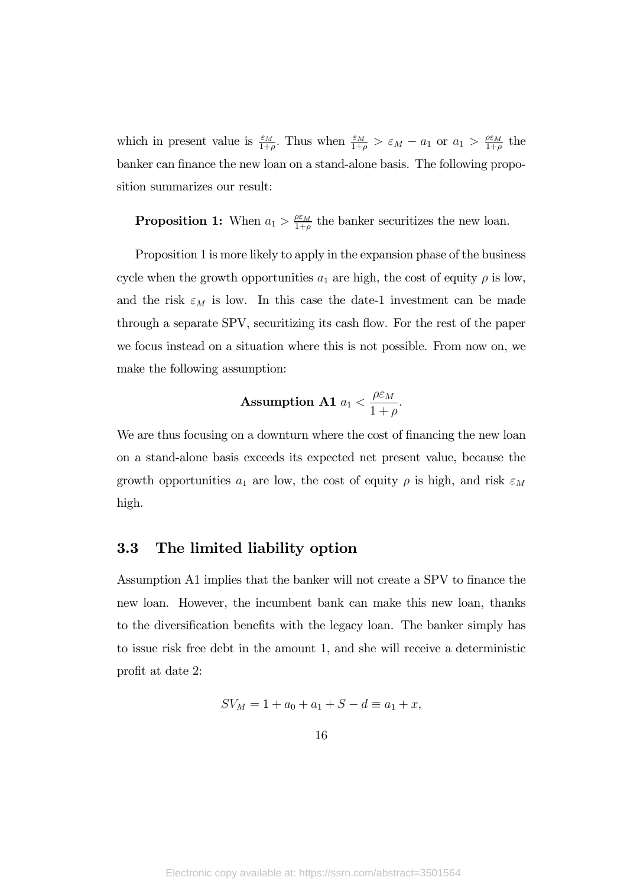which in present value is $\frac{\varepsilon_M}{1+\rho}$. Thus when $\frac{\varepsilon_M}{1+\rho} > \varepsilon_M - a_1$ or $a_1 > \frac{\rho\varepsilon_M}{1+\rho}$ the banker can finance the new loan on a stand-alone basis. The following proposition summarizes our result:

**Proposition 1:** When $a_1 > \frac{\rho\varepsilon_M}{1+\rho}$ the banker securitizes the new loan.

Proposition 1 is more likely to apply in the expansion phase of the business cycle when the growth opportunities $a_1$ are high, the cost of equity $\rho$ is low, and the risk $\varepsilon_M$ is low. In this case the date-1 investment can be made through a separate SPV, securitizing its cash flow. For the rest of the paper we focus instead on a situation where this is not possible. From now on, we make the following assumption:

$$\textbf{Assumption A1 } a_1 < \frac{\rho\varepsilon_M}{1+\rho}.$$

We are thus focusing on a downturn where the cost of financing the new loan on a stand-alone basis exceeds its expected net present value, because the growth opportunities $a_1$ are low, the cost of equity $\rho$ is high, and risk $\varepsilon_M$ high.

### 3.3 The limited liability option

Assumption A1 implies that the banker will not create a SPV to finance the new loan. However, the incumbent bank can make this new loan, thanks to the diversification benefits with the legacy loan. The banker simply has to issue risk free debt in the amount 1, and she will receive a deterministic profit at date 2:

$$SV_M = 1 + a_0 + a_1 + S - d \equiv a_1 + x,$$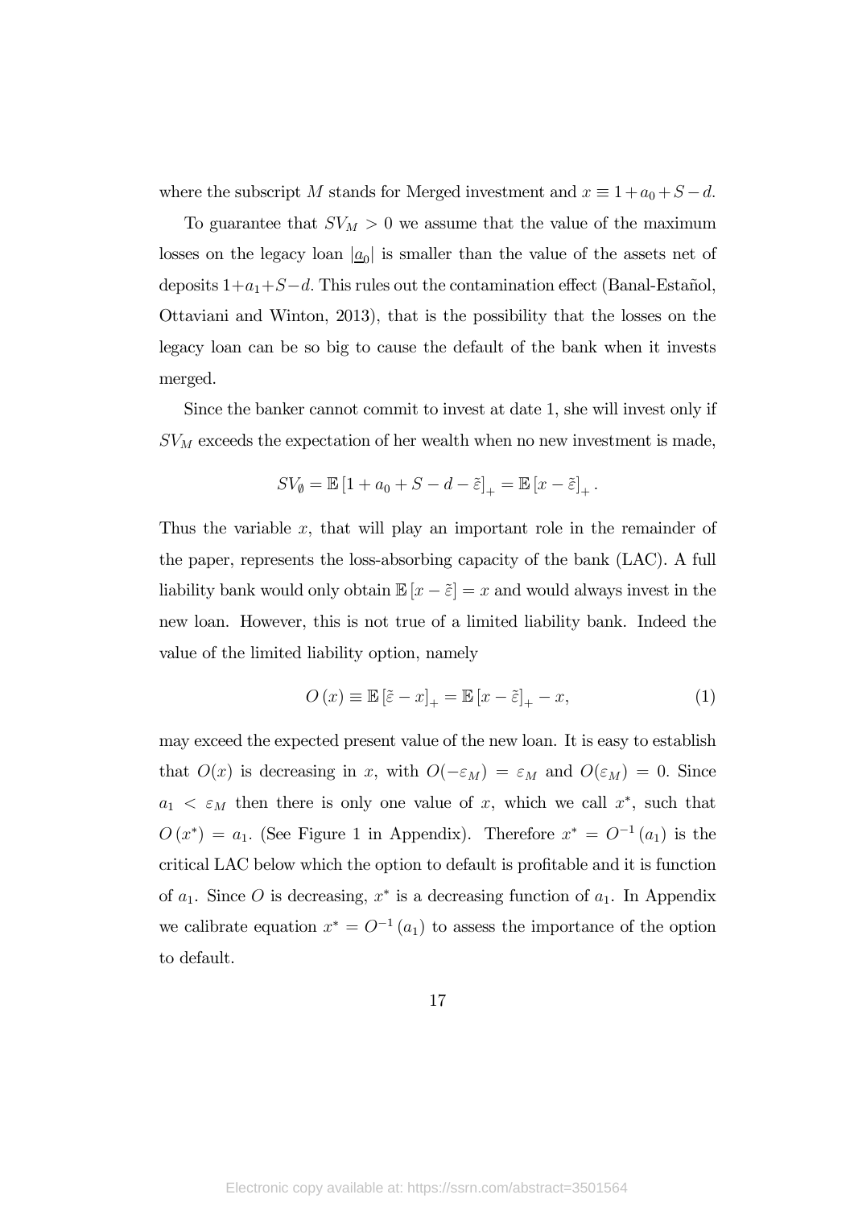where the subscript $M$ stands for Merged investment and $x \equiv 1 + a_0 + S - d$.

To guarantee that $SV_M > 0$ we assume that the value of the maximum losses on the legacy loan $|\underline{a}_0|$ is smaller than the value of the assets net of deposits $1+a_1+S-d$. This rules out the contamination effect (Banal-Estañol, Ottaviani and Winton, 2013), that is the possibility that the losses on the legacy loan can be so big to cause the default of the bank when it invests merged.

Since the banker cannot commit to invest at date 1, she will invest only if $SV_M$ exceeds the expectation of her wealth when no new investment is made,

$$SV_{\emptyset} = \mathbb{E}\left[1 + a_0 + S - d - \tilde{\varepsilon}\right]_+ = \mathbb{E}\left[x - \tilde{\varepsilon}\right]_+.$$

Thus the variable $x$, that will play an important role in the remainder of the paper, represents the loss-absorbing capacity of the bank (LAC). A full liability bank would only obtain $\mathbb{E}\left[x - \tilde{\varepsilon}\right] = x$ and would always invest in the new loan. However, this is not true of a limited liability bank. Indeed the value of the limited liability option, namely

$$O\left(x\right) \equiv \mathbb{E}\left[\tilde{\varepsilon} - x\right]_+ = \mathbb{E}\left[x - \tilde{\varepsilon}\right]_+ - x, \tag{1}$$

may exceed the expected present value of the new loan. It is easy to establish that $O(x)$ is decreasing in $x$, with $O(-\varepsilon_M) = \varepsilon_M$ and $O(\varepsilon_M) = 0$. Since $a_1 < \varepsilon_M$ then there is only one value of $x$, which we call $x^*$, such that $O\left(x^*\right) = a_1$. (See Figure 1 in Appendix). Therefore $x^* = O^{-1}\left(a_1\right)$ is the critical LAC below which the option to default is profitable and it is function of $a_1$. Since $O$ is decreasing, $x^*$ is a decreasing function of $a_1$. In Appendix we calibrate equation $x^* = O^{-1}\left(a_1\right)$ to assess the importance of the option to default.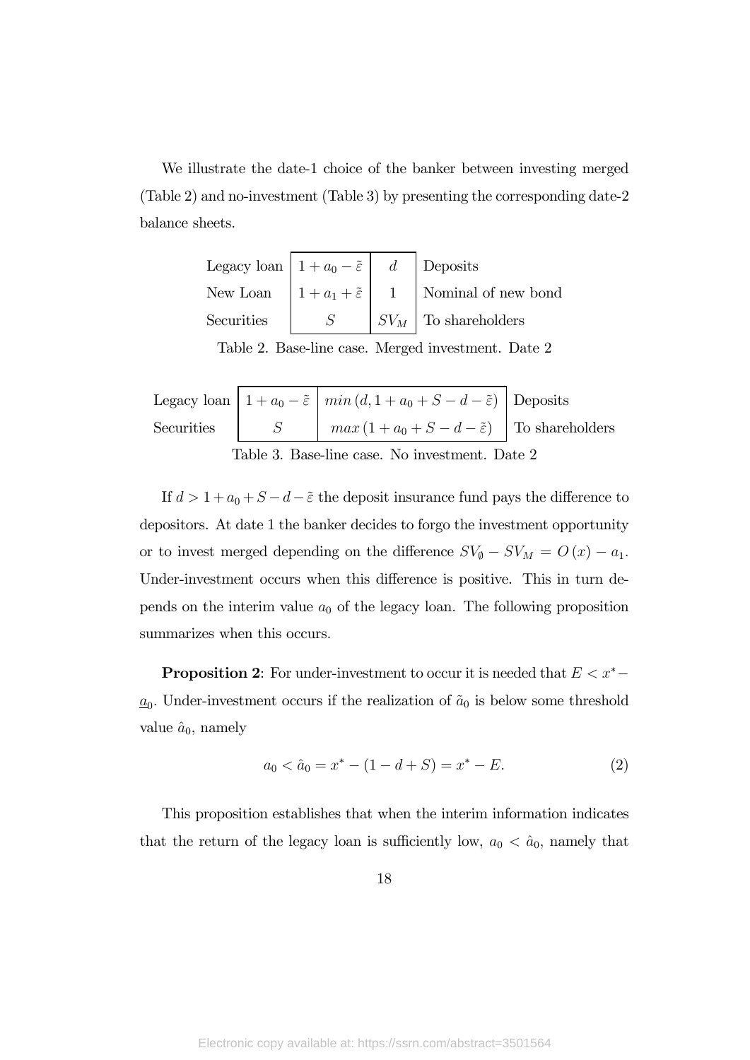We illustrate the date-1 choice of the banker between investing merged (Table 2) and no-investment (Table 3) by presenting the corresponding date-2 balance sheets.

| | | | |
|---|---|---|---|
| Legacy loan | $1 + a_0 - \tilde{\varepsilon}$ | $d$ | Deposits |
| New Loan | $1 + a_1 + \tilde{\varepsilon}$ | $1$ | Nominal of new bond |
| Securities | $S$ | $SV_M$ | To shareholders |

Table 2. Base-line case. Merged investment. Date 2

| | | | |
|---|---|---|---|
| Legacy loan | $1 + a_0 - \tilde{\varepsilon}$ | $min\,(d, 1 + a_0 + S - d - \tilde{\varepsilon})$ | Deposits |
| Securities | $S$ | $max\,(1 + a_0 + S - d - \tilde{\varepsilon})$ | To shareholders |

Table 3. Base-line case. No investment. Date 2

If $d > 1 + a_0 + S - d - \tilde{\varepsilon}$ the deposit insurance fund pays the difference to depositors. At date 1 the banker decides to forgo the investment opportunity or to invest merged depending on the difference $SV_{\emptyset} - SV_M = O(x) - a_1$. Under-investment occurs when this difference is positive. This in turn depends on the interim value $a_0$ of the legacy loan. The following proposition summarizes when this occurs.

**Proposition 2**: For under-investment to occur it is needed that $E < x^* - \underline{a}_0$. Under-investment occurs if the realization of $\tilde{a}_0$ is below some threshold value $\hat{a}_0$, namely

$$a_0 < \hat{a}_0 = x^* - (1 - d + S) = x^* - E. \tag{2}$$

This proposition establishes that when the interim information indicates that the return of the legacy loan is sufficiently low, $a_0 < \hat{a}_0$, namely that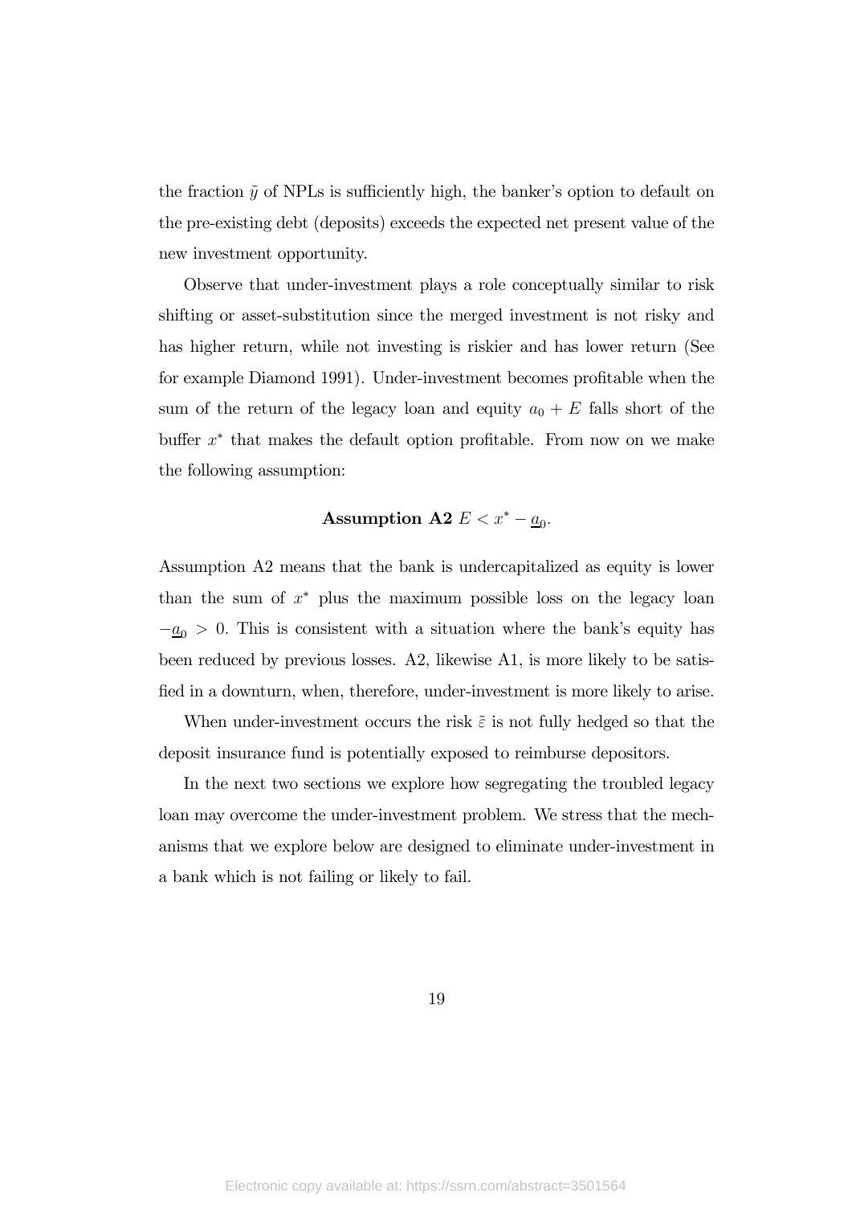the fraction $\tilde{y}$ of NPLs is sufficiently high, the banker's option to default on the pre-existing debt (deposits) exceeds the expected net present value of the new investment opportunity.

Observe that under-investment plays a role conceptually similar to risk shifting or asset-substitution since the merged investment is not risky and has higher return, while not investing is riskier and has lower return (See for example Diamond 1991). Under-investment becomes profitable when the sum of the return of the legacy loan and equity $a_0 + E$ falls short of the buffer $x^*$ that makes the default option profitable. From now on we make the following assumption:

$$\textbf{Assumption A2 } E < x^* - \underline{a}_0.$$

Assumption A2 means that the bank is undercapitalized as equity is lower than the sum of $x^*$ plus the maximum possible loss on the legacy loan $-\underline{a}_0 > 0$. This is consistent with a situation where the bank's equity has been reduced by previous losses. A2, likewise A1, is more likely to be satisfied in a downturn, when, therefore, under-investment is more likely to arise.

When under-investment occurs the risk $\tilde{\varepsilon}$ is not fully hedged so that the deposit insurance fund is potentially exposed to reimburse depositors.

In the next two sections we explore how segregating the troubled legacy loan may overcome the under-investment problem. We stress that the mechanisms that we explore below are designed to eliminate under-investment in a bank which is not failing or likely to fail.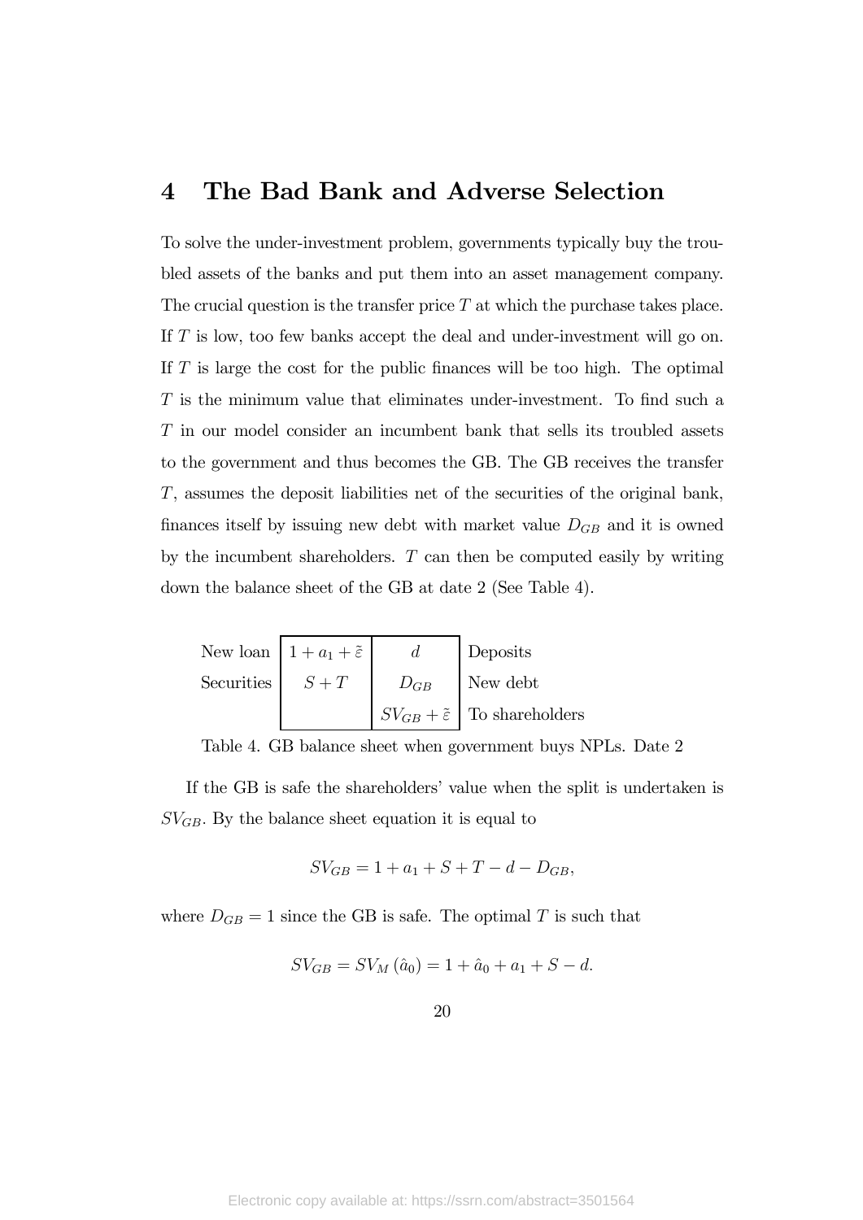# 4 The Bad Bank and Adverse Selection

To solve the under-investment problem, governments typically buy the troubled assets of the banks and put them into an asset management company. The crucial question is the transfer price $T$ at which the purchase takes place. If $T$ is low, too few banks accept the deal and under-investment will go on. If $T$ is large the cost for the public finances will be too high. The optimal $T$ is the minimum value that eliminates under-investment. To find such a $T$ in our model consider an incumbent bank that sells its troubled assets to the government and thus becomes the GB. The GB receives the transfer $T$, assumes the deposit liabilities net of the securities of the original bank, finances itself by issuing new debt with market value $D_{GB}$ and it is owned by the incumbent shareholders. $T$ can then be computed easily by writing down the balance sheet of the GB at date 2 (See Table 4).

| | Assets | Liabilities | |
|---|---|---|---|
| New loan | $1 + a_1 + \tilde{\varepsilon}$ | $d$ | Deposits |
| Securities | $S + T$ | $D_{GB}$ | New debt |
| | | $SV_{GB} + \tilde{\varepsilon}$ | To shareholders |

Table 4. GB balance sheet when government buys NPLs. Date 2

If the GB is safe the shareholders' value when the split is undertaken is $SV_{GB}$. By the balance sheet equation it is equal to

$$SV_{GB} = 1 + a_1 + S + T - d - D_{GB},$$

where $D_{GB} = 1$ since the GB is safe. The optimal $T$ is such that

$$SV_{GB} = SV_M (\hat{a}_0) = 1 + \hat{a}_0 + a_1 + S - d.$$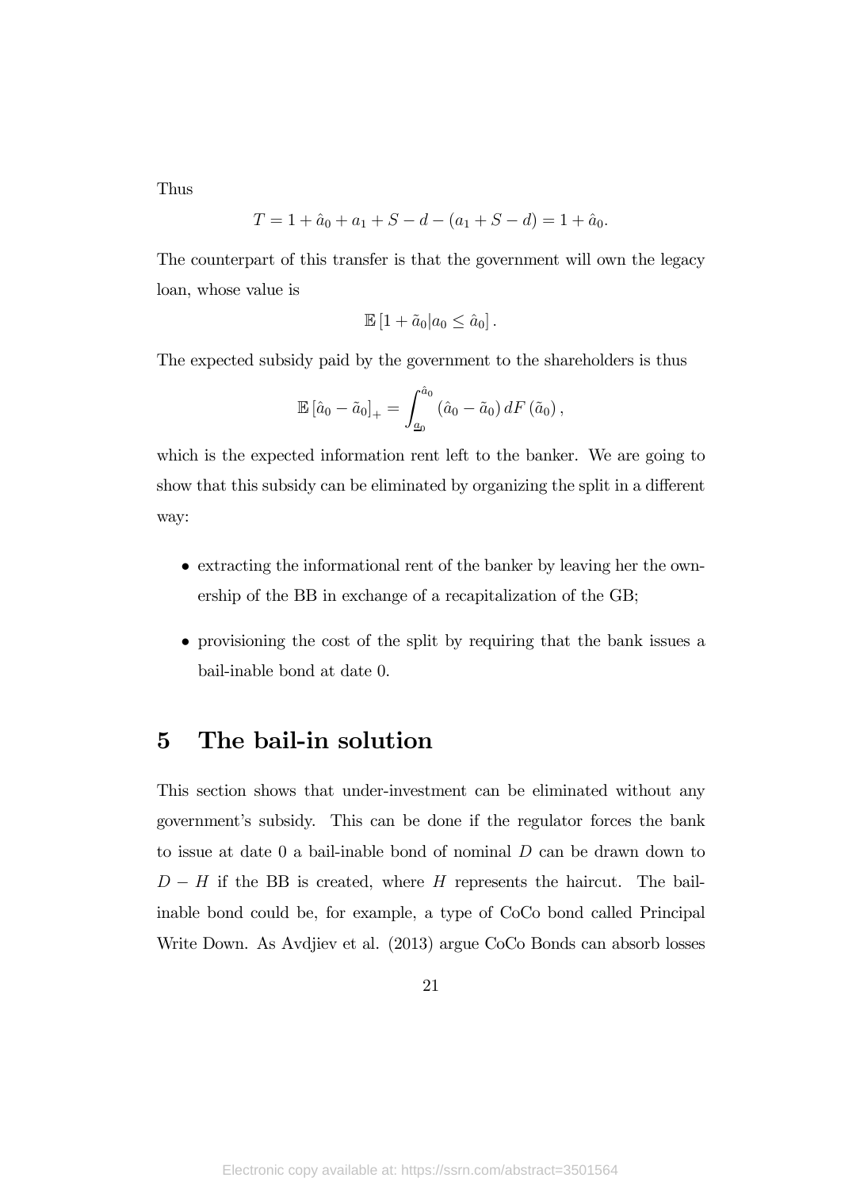Thus

$$T = 1 + \hat{a}_0 + a_1 + S - d - (a_1 + S - d) = 1 + \hat{a}_0.$$

The counterpart of this transfer is that the government will own the legacy loan, whose value is

$$\mathbb{E}\left[1 + \tilde{a}_0 | a_0 \leq \hat{a}_0\right].$$

The expected subsidy paid by the government to the shareholders is thus

$$\mathbb{E}\left[\hat{a}_0 - \tilde{a}_0\right]_+ = \int_{\underline{a}_0}^{\hat{a}_0} \left(\hat{a}_0 - \tilde{a}_0\right) dF\left(\tilde{a}_0\right),$$

which is the expected information rent left to the banker. We are going to show that this subsidy can be eliminated by organizing the split in a different way:

- extracting the informational rent of the banker by leaving her the ownership of the BB in exchange of a recapitalization of the GB;
- provisioning the cost of the split by requiring that the bank issues a bail-inable bond at date 0.

# 5 The bail-in solution

This section shows that under-investment can be eliminated without any government's subsidy. This can be done if the regulator forces the bank to issue at date 0 a bail-inable bond of nominal $D$ can be drawn down to $D - H$ if the BB is created, where $H$ represents the haircut. The bail-inable bond could be, for example, a type of CoCo bond called Principal Write Down. As Avdjiev et al. (2013) argue CoCo Bonds can absorb losses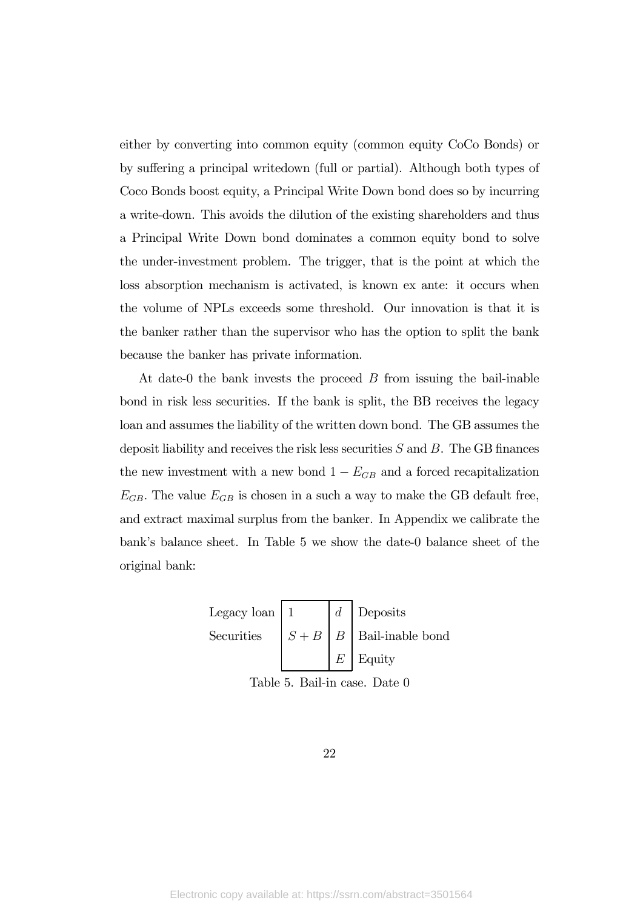either by converting into common equity (common equity CoCo Bonds) or by suffering a principal writedown (full or partial). Although both types of Coco Bonds boost equity, a Principal Write Down bond does so by incurring a write-down. This avoids the dilution of the existing shareholders and thus a Principal Write Down bond dominates a common equity bond to solve the under-investment problem. The trigger, that is the point at which the loss absorption mechanism is activated, is known ex ante: it occurs when the volume of NPLs exceeds some threshold. Our innovation is that it is the banker rather than the supervisor who has the option to split the bank because the banker has private information.

At date-0 the bank invests the proceed $B$ from issuing the bail-inable bond in risk less securities. If the bank is split, the BB receives the legacy loan and assumes the liability of the written down bond. The GB assumes the deposit liability and receives the risk less securities $S$ and $B$. The GB finances the new investment with a new bond $1 - E_{GB}$ and a forced recapitalization $E_{GB}$. The value $E_{GB}$ is chosen in a such a way to make the GB default free, and extract maximal surplus from the banker. In Appendix we calibrate the bank's balance sheet. In Table 5 we show the date-0 balance sheet of the original bank:

| | | | |
|---|---|---|---|
| Legacy loan | $1$ | $d$ | Deposits |
| Securities | $S+B$ | $B$ | Bail-inable bond |
| | | $E$ | Equity |

Table 5. Bail-in case. Date 0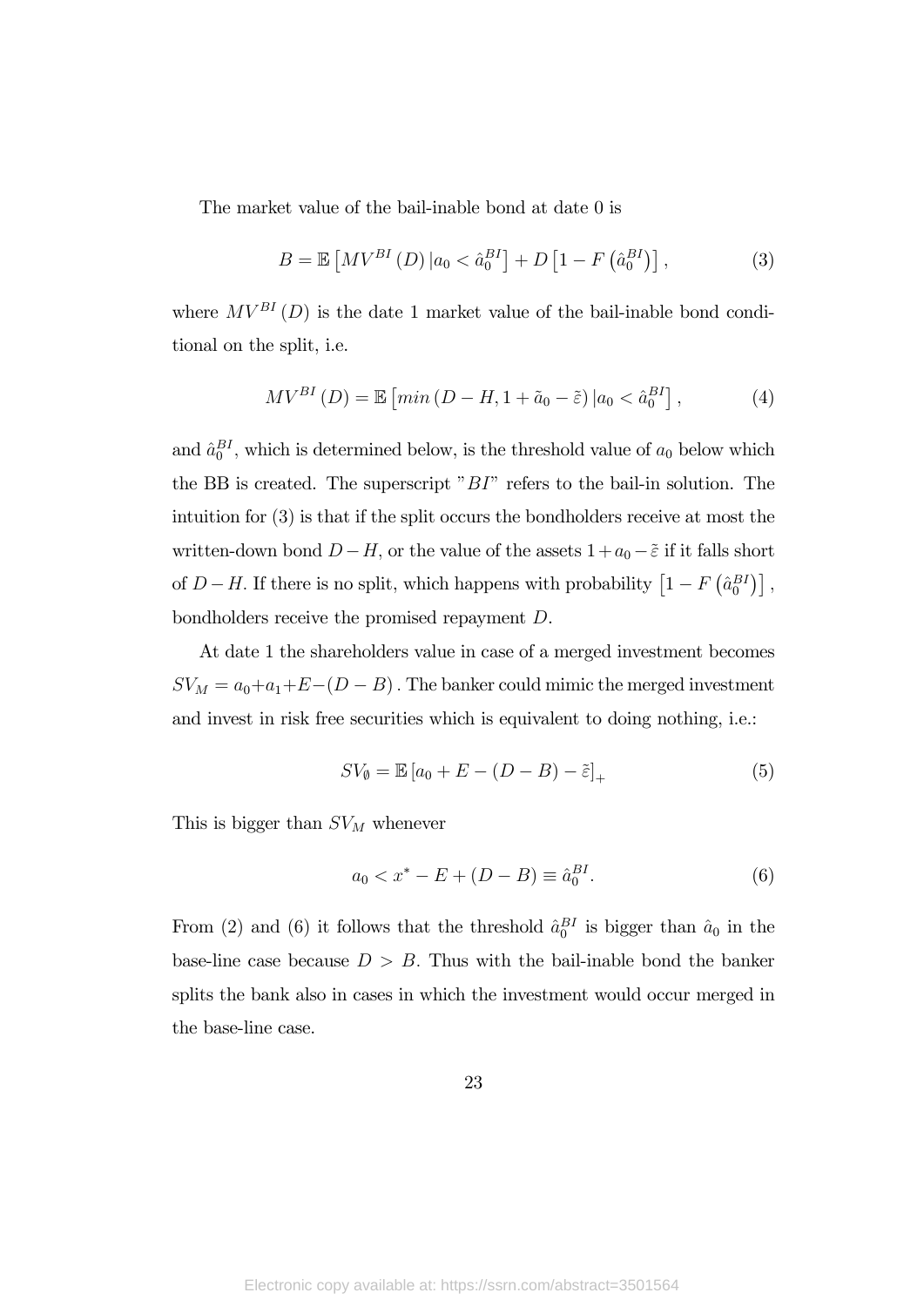The market value of the bail-inable bond at date 0 is

$$B = \mathbb{E}\left[MV^{BI}(D)\,|a_0 < \hat{a}_0^{BI}\right] + D\left[1 - F\left(\hat{a}_0^{BI}\right)\right], \tag{3}$$

where $MV^{BI}(D)$ is the date 1 market value of the bail-inable bond conditional on the split, i.e.

$$MV^{BI}(D) = \mathbb{E}\left[min\left(D - H, 1 + \tilde{a}_0 - \tilde{\varepsilon}\right)|a_0 < \hat{a}_0^{BI}\right], \tag{4}$$

and $\hat{a}_0^{BI}$, which is determined below, is the threshold value of $a_0$ below which the BB is created. The superscript "$BI$" refers to the bail-in solution. The intuition for (3) is that if the split occurs the bondholders receive at most the written-down bond $D-H$, or the value of the assets $1+a_0-\tilde{\varepsilon}$ if it falls short of $D-H$. If there is no split, which happens with probability $\left[1 - F\left(\hat{a}_0^{BI}\right)\right]$, bondholders receive the promised repayment $D$.

At date 1 the shareholders value in case of a merged investment becomes $SV_M = a_0 + a_1 + E - (D - B)$. The banker could mimic the merged investment and invest in risk free securities which is equivalent to doing nothing, i.e.:

$$SV_{\emptyset} = \mathbb{E}\left[a_0 + E - (D - B) - \tilde{\varepsilon}\right]_+ \tag{5}$$

This is bigger than $SV_M$ whenever

$$a_0 < x^* - E + (D - B) \equiv \hat{a}_0^{BI}. \tag{6}$$

From (2) and (6) it follows that the threshold $\hat{a}_0^{BI}$ is bigger than $\hat{a}_0$ in the base-line case because $D > B$. Thus with the bail-inable bond the banker splits the bank also in cases in which the investment would occur merged in the base-line case.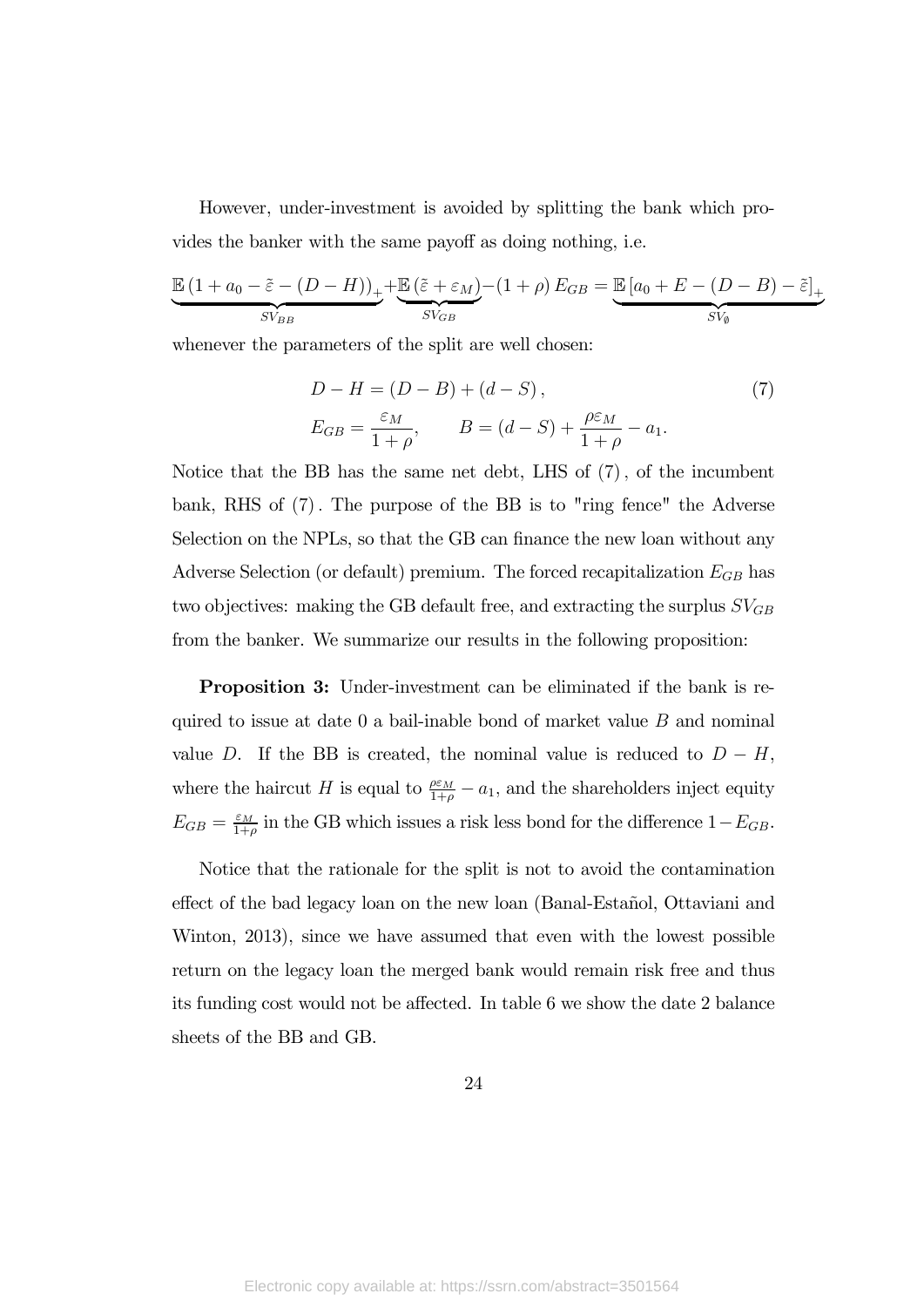However, under-investment is avoided by splitting the bank which provides the banker with the same payoff as doing nothing, i.e.

$$\underbrace{\mathbb{E}\left(1+a_0-\tilde{\varepsilon}-(D-H)\right)_+}_{SV_{BB}}+\underbrace{\mathbb{E}\left(\tilde{\varepsilon}+\varepsilon_M\right)}_{SV_{GB}}-(1+\rho)\,E_{GB}=\underbrace{\mathbb{E}\left[a_0+E-(D-B)-\tilde{\varepsilon}\right]_+}_{SV_{\emptyset}}$$

whenever the parameters of the split are well chosen:

$$D-H=(D-B)+(d-S)\,, \tag{7}$$

$$E_{GB}=\frac{\varepsilon_M}{1+\rho}, \qquad B=(d-S)+\frac{\rho\varepsilon_M}{1+\rho}-a_1.$$

Notice that the BB has the same net debt, LHS of (7), of the incumbent bank, RHS of (7). The purpose of the BB is to "ring fence" the Adverse Selection on the NPLs, so that the GB can finance the new loan without any Adverse Selection (or default) premium. The forced recapitalization $E_{GB}$ has two objectives: making the GB default free, and extracting the surplus $SV_{GB}$ from the banker. We summarize our results in the following proposition:

**Proposition 3:** Under-investment can be eliminated if the bank is required to issue at date 0 a bail-inable bond of market value $B$ and nominal value $D$. If the BB is created, the nominal value is reduced to $D-H$, where the haircut $H$ is equal to $\frac{\rho\varepsilon_M}{1+\rho}-a_1$, and the shareholders inject equity $E_{GB}=\frac{\varepsilon_M}{1+\rho}$ in the GB which issues a risk less bond for the difference $1-E_{GB}$.

Notice that the rationale for the split is not to avoid the contamination effect of the bad legacy loan on the new loan (Banal-Estañol, Ottaviani and Winton, 2013), since we have assumed that even with the lowest possible return on the legacy loan the merged bank would remain risk free and thus its funding cost would not be affected. In table 6 we show the date 2 balance sheets of the BB and GB.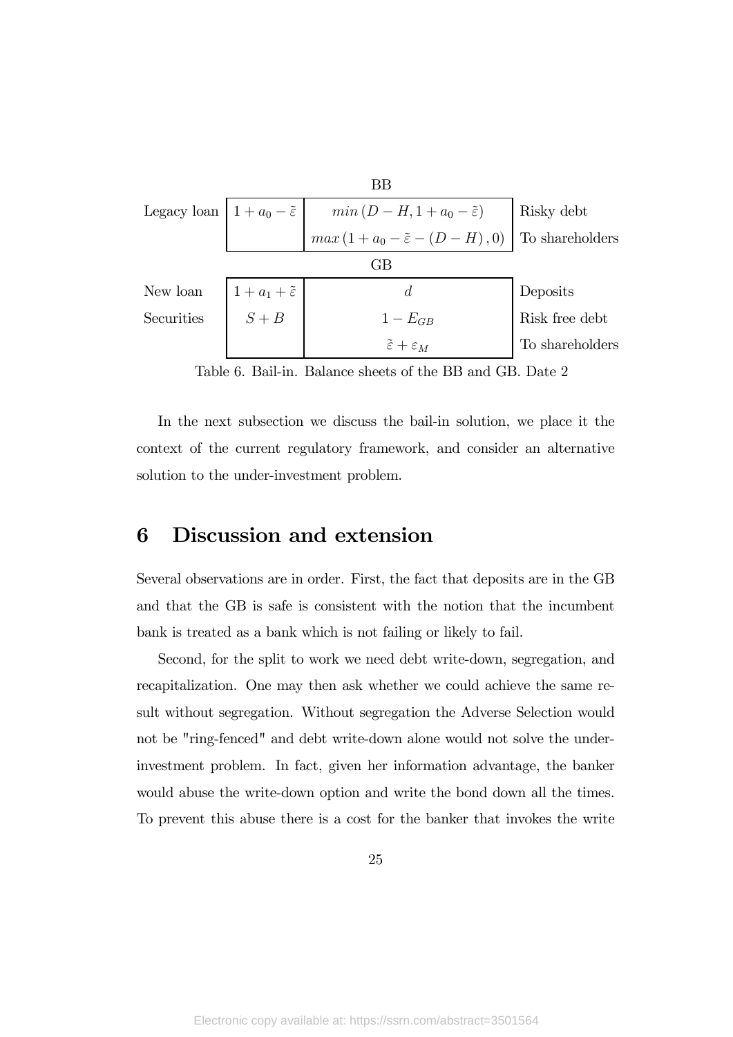| | BB | | |
|---|---|---|---|
| Legacy loan | $1+a_0-\tilde{\varepsilon}$ | $min\left(D-H, 1+a_0-\tilde{\varepsilon}\right)$ | Risky debt |
| | | $max\left(1+a_0-\tilde{\varepsilon}-\left(D-H\right), 0\right)$ | To shareholders |
| | **GB** | | |
| New loan | $1+a_1+\tilde{\varepsilon}$ | $d$ | Deposits |
| Securities | $S+B$ | $1-E_{GB}$ | Risk free debt |
| | | $\tilde{\varepsilon}+\varepsilon_M$ | To shareholders |

Table 6. Bail-in. Balance sheets of the BB and GB. Date 2

In the next subsection we discuss the bail-in solution, we place it the context of the current regulatory framework, and consider an alternative solution to the under-investment problem.

# 6 Discussion and extension

Several observations are in order. First, the fact that deposits are in the GB and that the GB is safe is consistent with the notion that the incumbent bank is treated as a bank which is not failing or likely to fail.

Second, for the split to work we need debt write-down, segregation, and recapitalization. One may then ask whether we could achieve the same result without segregation. Without segregation the Adverse Selection would not be "ring-fenced" and debt write-down alone would not solve the under-investment problem. In fact, given her information advantage, the banker would abuse the write-down option and write the bond down all the times. To prevent this abuse there is a cost for the banker that invokes the write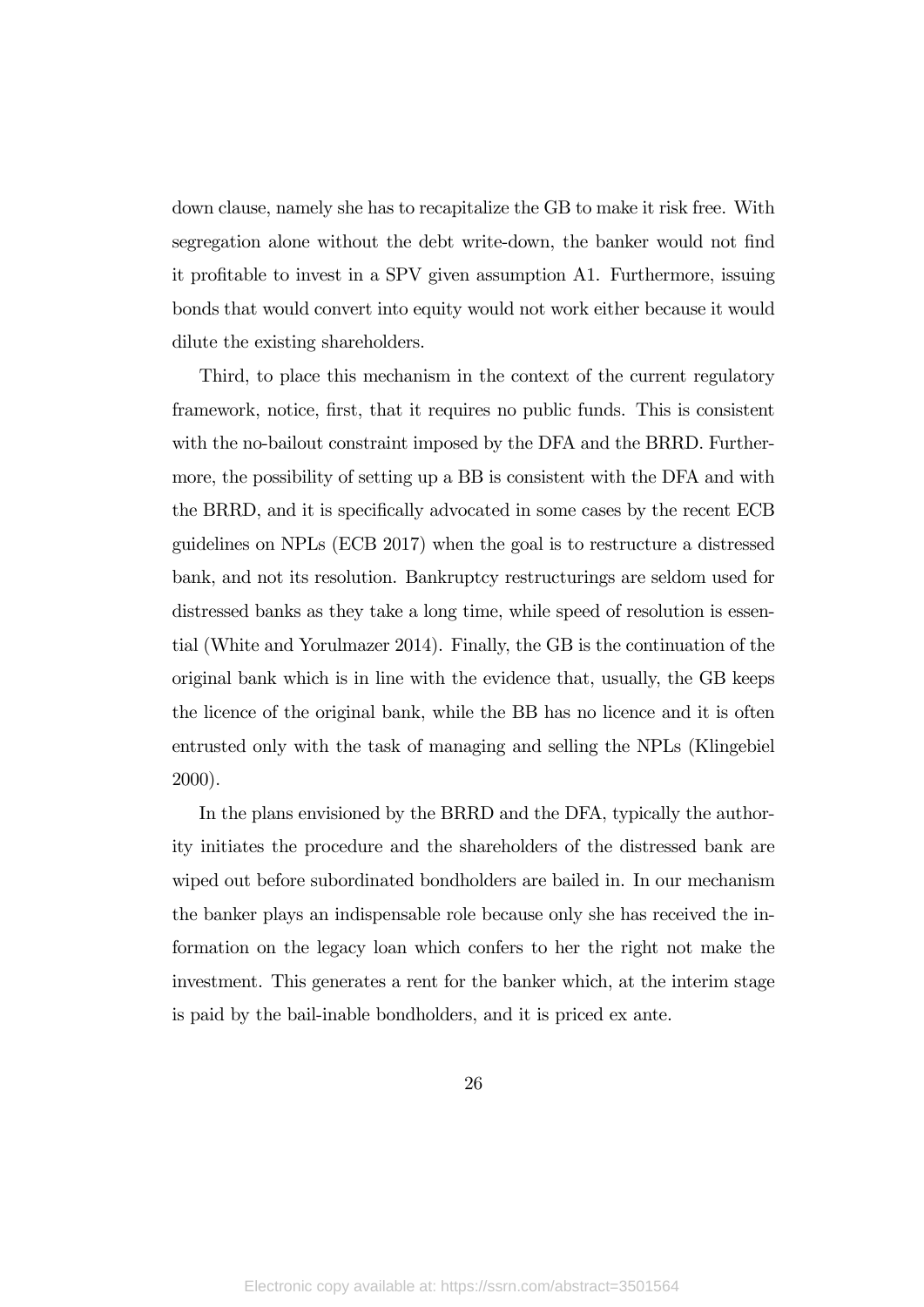down clause, namely she has to recapitalize the GB to make it risk free. With segregation alone without the debt write-down, the banker would not find it profitable to invest in a SPV given assumption A1. Furthermore, issuing bonds that would convert into equity would not work either because it would dilute the existing shareholders.

Third, to place this mechanism in the context of the current regulatory framework, notice, first, that it requires no public funds. This is consistent with the no-bailout constraint imposed by the DFA and the BRRD. Furthermore, the possibility of setting up a BB is consistent with the DFA and with the BRRD, and it is specifically advocated in some cases by the recent ECB guidelines on NPLs (ECB 2017) when the goal is to restructure a distressed bank, and not its resolution. Bankruptcy restructurings are seldom used for distressed banks as they take a long time, while speed of resolution is essential (White and Yorulmazer 2014). Finally, the GB is the continuation of the original bank which is in line with the evidence that, usually, the GB keeps the licence of the original bank, while the BB has no licence and it is often entrusted only with the task of managing and selling the NPLs (Klingebiel 2000).

In the plans envisioned by the BRRD and the DFA, typically the authority initiates the procedure and the shareholders of the distressed bank are wiped out before subordinated bondholders are bailed in. In our mechanism the banker plays an indispensable role because only she has received the information on the legacy loan which confers to her the right not make the investment. This generates a rent for the banker which, at the interim stage is paid by the bail-inable bondholders, and it is priced ex ante.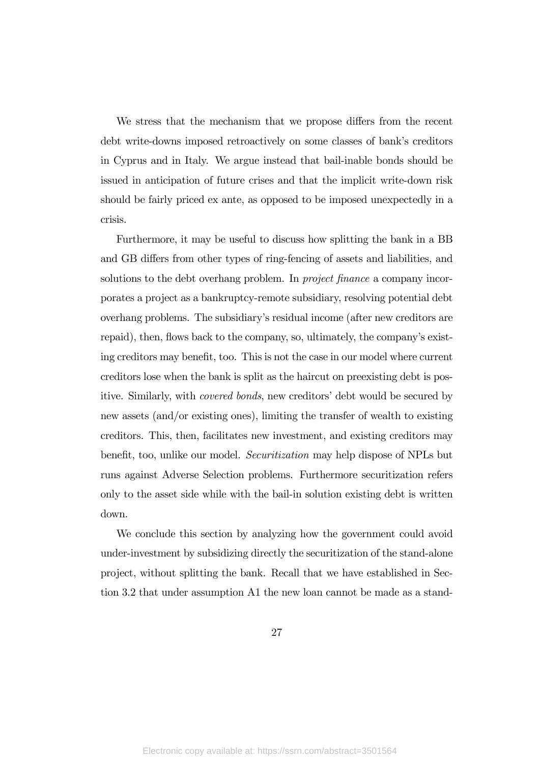We stress that the mechanism that we propose differs from the recent debt write-downs imposed retroactively on some classes of bank's creditors in Cyprus and in Italy. We argue instead that bail-inable bonds should be issued in anticipation of future crises and that the implicit write-down risk should be fairly priced ex ante, as opposed to be imposed unexpectedly in a crisis.

Furthermore, it may be useful to discuss how splitting the bank in a BB and GB differs from other types of ring-fencing of assets and liabilities, and solutions to the debt overhang problem. In *project finance* a company incorporates a project as a bankruptcy-remote subsidiary, resolving potential debt overhang problems. The subsidiary's residual income (after new creditors are repaid), then, flows back to the company, so, ultimately, the company's existing creditors may benefit, too. This is not the case in our model where current creditors lose when the bank is split as the haircut on preexisting debt is positive. Similarly, with *covered bonds*, new creditors' debt would be secured by new assets (and/or existing ones), limiting the transfer of wealth to existing creditors. This, then, facilitates new investment, and existing creditors may benefit, too, unlike our model. *Securitization* may help dispose of NPLs but runs against Adverse Selection problems. Furthermore securitization refers only to the asset side while with the bail-in solution existing debt is written down.

We conclude this section by analyzing how the government could avoid under-investment by subsidizing directly the securitization of the stand-alone project, without splitting the bank. Recall that we have established in Section 3.2 that under assumption A1 the new loan cannot be made as a stand-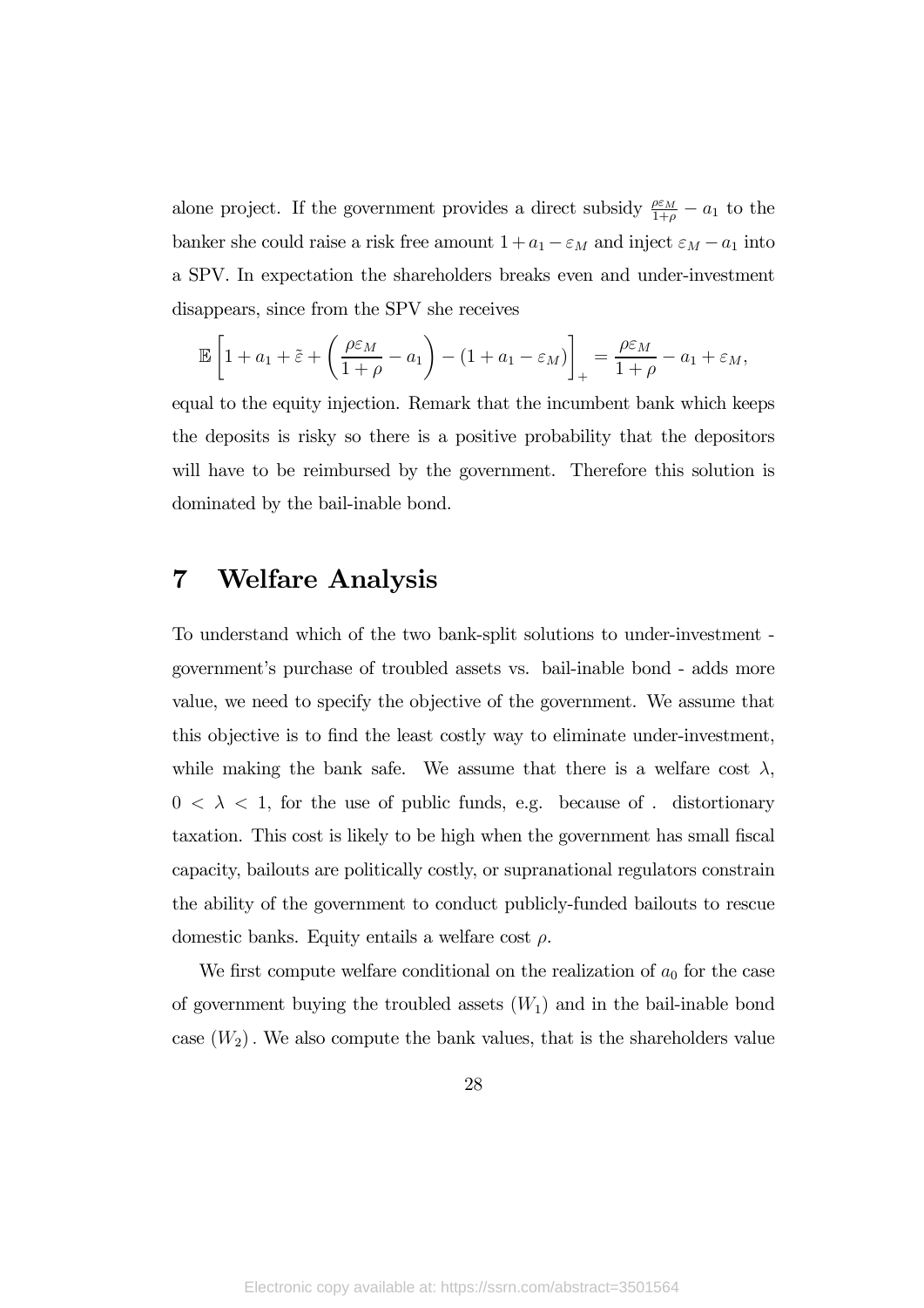alone project. If the government provides a direct subsidy $\frac{\rho\varepsilon_M}{1+\rho} - a_1$ to the banker she could raise a risk free amount $1 + a_1 - \varepsilon_M$ and inject $\varepsilon_M - a_1$ into a SPV. In expectation the shareholders breaks even and under-investment disappears, since from the SPV she receives

$$\mathbb{E}\left[1 + a_1 + \tilde{\varepsilon} + \left(\frac{\rho\varepsilon_M}{1+\rho} - a_1\right) - (1 + a_1 - \varepsilon_M)\right]_+ = \frac{\rho\varepsilon_M}{1+\rho} - a_1 + \varepsilon_M,$$

equal to the equity injection. Remark that the incumbent bank which keeps the deposits is risky so there is a positive probability that the depositors will have to be reimbursed by the government. Therefore this solution is dominated by the bail-inable bond.

# 7 Welfare Analysis

To understand which of the two bank-split solutions to under-investment - government's purchase of troubled assets vs. bail-inable bond - adds more value, we need to specify the objective of the government. We assume that this objective is to find the least costly way to eliminate under-investment, while making the bank safe. We assume that there is a welfare cost $\lambda$, $0 < \lambda < 1$, for the use of public funds, e.g. because of . distortionary taxation. This cost is likely to be high when the government has small fiscal capacity, bailouts are politically costly, or supranational regulators constrain the ability of the government to conduct publicly-funded bailouts to rescue domestic banks. Equity entails a welfare cost $\rho$.

We first compute welfare conditional on the realization of $a_0$ for the case of government buying the troubled assets $(W_1)$ and in the bail-inable bond case $(W_2)$. We also compute the bank values, that is the shareholders value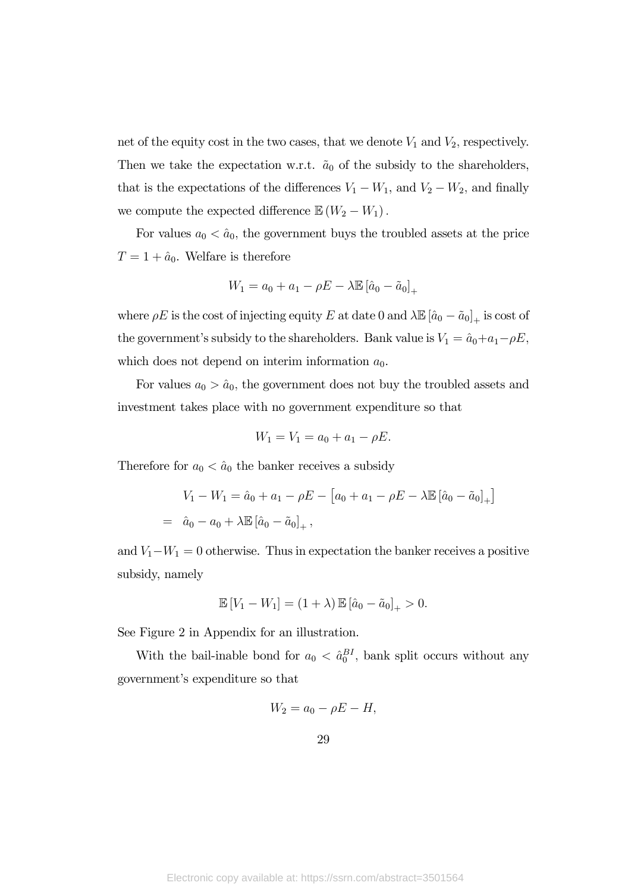net of the equity cost in the two cases, that we denote $V_1$ and $V_2$, respectively. Then we take the expectation w.r.t. $\tilde{a}_0$ of the subsidy to the shareholders, that is the expectations of the differences $V_1 - W_1$, and $V_2 - W_2$, and finally we compute the expected difference $\mathbb{E}(W_2 - W_1)$.

For values $a_0 < \hat{a}_0$, the government buys the troubled assets at the price $T = 1 + \hat{a}_0$. Welfare is therefore

$$W_1 = a_0 + a_1 - \rho E - \lambda \mathbb{E}\left[\hat{a}_0 - \tilde{a}_0\right]_+$$

where $\rho E$ is the cost of injecting equity $E$ at date 0 and $\lambda \mathbb{E}\left[\hat{a}_0 - \tilde{a}_0\right]_+$ is cost of the government's subsidy to the shareholders. Bank value is $V_1 = \hat{a}_0 + a_1 - \rho E$, which does not depend on interim information $a_0$.

For values $a_0 > \hat{a}_0$, the government does not buy the troubled assets and investment takes place with no government expenditure so that

$$W_1 = V_1 = a_0 + a_1 - \rho E.$$

Therefore for $a_0 < \hat{a}_0$ the banker receives a subsidy

$$\begin{aligned} V_1 - W_1 &= \hat{a}_0 + a_1 - \rho E - \left[a_0 + a_1 - \rho E - \lambda \mathbb{E}\left[\hat{a}_0 - \tilde{a}_0\right]_+\right] \\ &= \hat{a}_0 - a_0 + \lambda \mathbb{E}\left[\hat{a}_0 - \tilde{a}_0\right]_+, \end{aligned}$$

and $V_1 - W_1 = 0$ otherwise. Thus in expectation the banker receives a positive subsidy, namely

$$\mathbb{E}\left[V_1 - W_1\right] = (1 + \lambda)\, \mathbb{E}\left[\hat{a}_0 - \tilde{a}_0\right]_+ > 0.$$

See Figure 2 in Appendix for an illustration.

With the bail-inable bond for $a_0 < \hat{a}_0^{BI}$, bank split occurs without any government's expenditure so that

$$W_2 = a_0 - \rho E - H,$$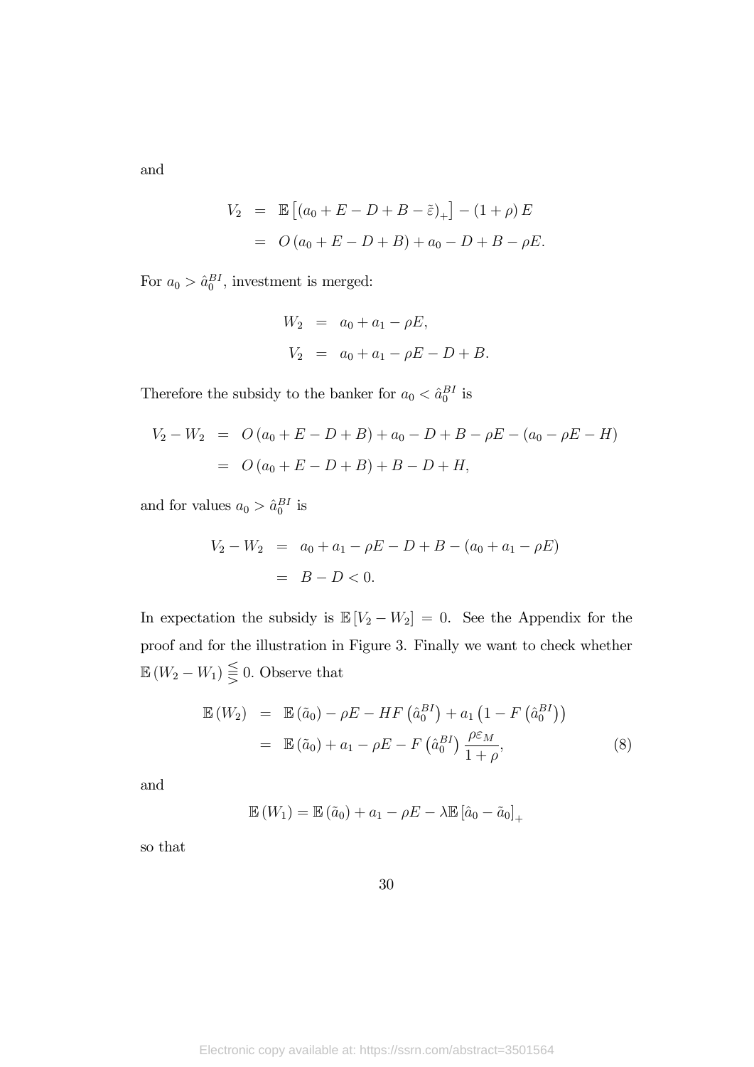and

$$
\begin{aligned}
V_2 &= \mathbb{E}\left[(a_0 + E - D + B - \tilde{\varepsilon})_+\right] - (1+\rho) E \\
&= O(a_0 + E - D + B) + a_0 - D + B - \rho E.
\end{aligned}
$$

For $a_0 > \hat{a}_0^{BI}$, investment is merged:

$$
\begin{aligned}
W_2 &= a_0 + a_1 - \rho E, \\
V_2 &= a_0 + a_1 - \rho E - D + B.
\end{aligned}
$$

Therefore the subsidy to the banker for $a_0 < \hat{a}_0^{BI}$ is

$$
\begin{aligned}
V_2 - W_2 &= O(a_0 + E - D + B) + a_0 - D + B - \rho E - (a_0 - \rho E - H) \\
&= O(a_0 + E - D + B) + B - D + H,
\end{aligned}
$$

and for values $a_0 > \hat{a}_0^{BI}$ is

$$
\begin{aligned}
V_2 - W_2 &= a_0 + a_1 - \rho E - D + B - (a_0 + a_1 - \rho E) \\
&= B - D < 0.
\end{aligned}
$$

In expectation the subsidy is $\mathbb{E}[V_2 - W_2] = 0$. See the Appendix for the proof and for the illustration in Figure 3. Finally we want to check whether $\mathbb{E}(W_2 - W_1) \lesseqqgtr 0$. Observe that

$$
\begin{aligned}
\mathbb{E}(W_2) &= \mathbb{E}(\tilde{a}_0) - \rho E - HF\left(\hat{a}_0^{BI}\right) + a_1\left(1 - F\left(\hat{a}_0^{BI}\right)\right) \\
&= \mathbb{E}(\tilde{a}_0) + a_1 - \rho E - F\left(\hat{a}_0^{BI}\right)\frac{\rho \varepsilon_M}{1+\rho},
\end{aligned} \tag{8}
$$

and

$$
\mathbb{E}(W_1) = \mathbb{E}(\tilde{a}_0) + a_1 - \rho E - \lambda \mathbb{E}\left[\hat{a}_0 - \tilde{a}_0\right]_+
$$

so that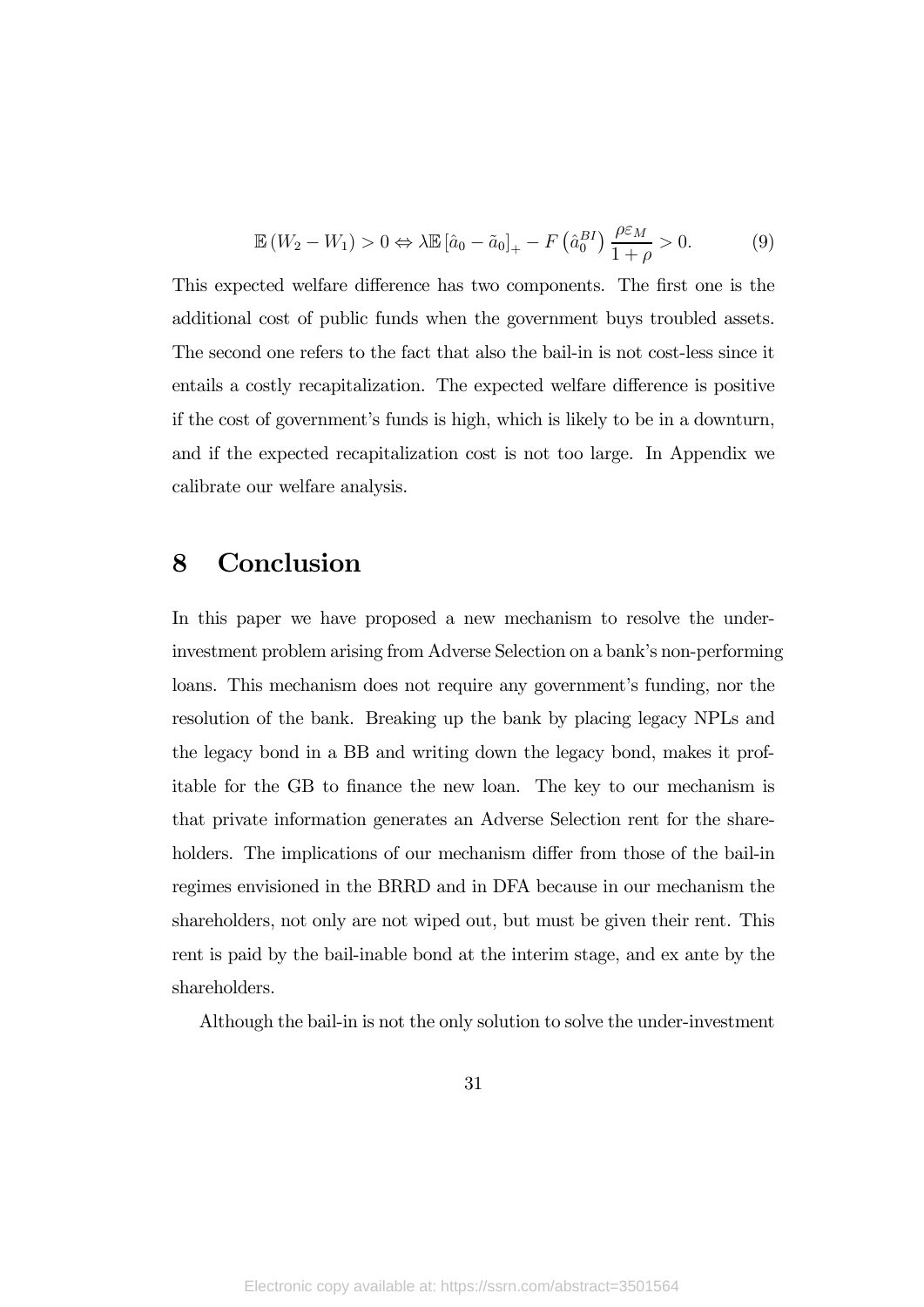$$\mathbb{E}\left(W_2 - W_1\right) > 0 \Leftrightarrow \lambda \mathbb{E}\left[\hat{a}_0 - \tilde{a}_0\right]_+ - F\left(\hat{a}_0^{BI}\right)\frac{\rho \varepsilon_M}{1+\rho} > 0. \tag{9}$$

This expected welfare difference has two components. The first one is the additional cost of public funds when the government buys troubled assets. The second one refers to the fact that also the bail-in is not cost-less since it entails a costly recapitalization. The expected welfare difference is positive if the cost of government's funds is high, which is likely to be in a downturn, and if the expected recapitalization cost is not too large. In Appendix we calibrate our welfare analysis.

# 8 Conclusion

In this paper we have proposed a new mechanism to resolve the under-investment problem arising from Adverse Selection on a bank's non-performing loans. This mechanism does not require any government's funding, nor the resolution of the bank. Breaking up the bank by placing legacy NPLs and the legacy bond in a BB and writing down the legacy bond, makes it profitable for the GB to finance the new loan. The key to our mechanism is that private information generates an Adverse Selection rent for the shareholders. The implications of our mechanism differ from those of the bail-in regimes envisioned in the BRRD and in DFA because in our mechanism the shareholders, not only are not wiped out, but must be given their rent. This rent is paid by the bail-inable bond at the interim stage, and ex ante by the shareholders.

Although the bail-in is not the only solution to solve the under-investment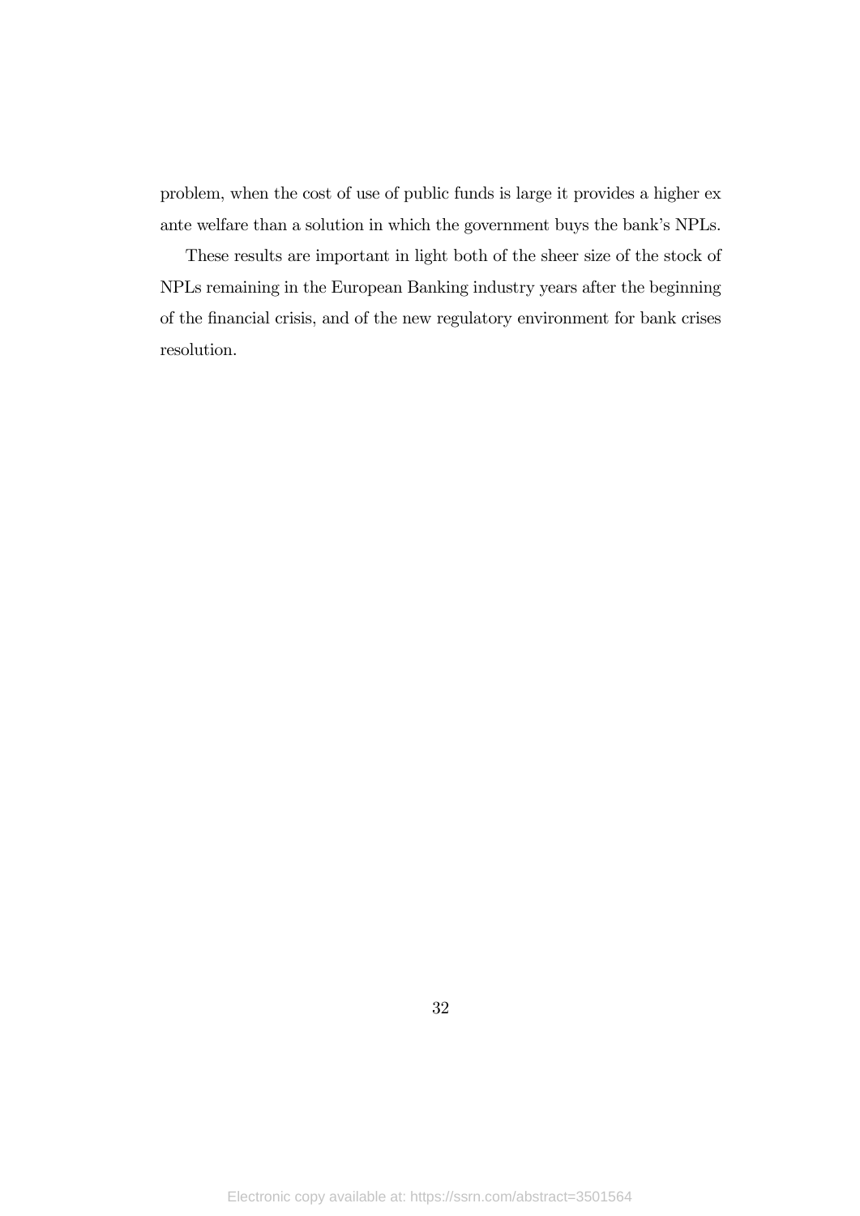problem, when the cost of use of public funds is large it provides a higher ex ante welfare than a solution in which the government buys the bank's NPLs.

These results are important in light both of the sheer size of the stock of NPLs remaining in the European Banking industry years after the beginning of the financial crisis, and of the new regulatory environment for bank crises resolution.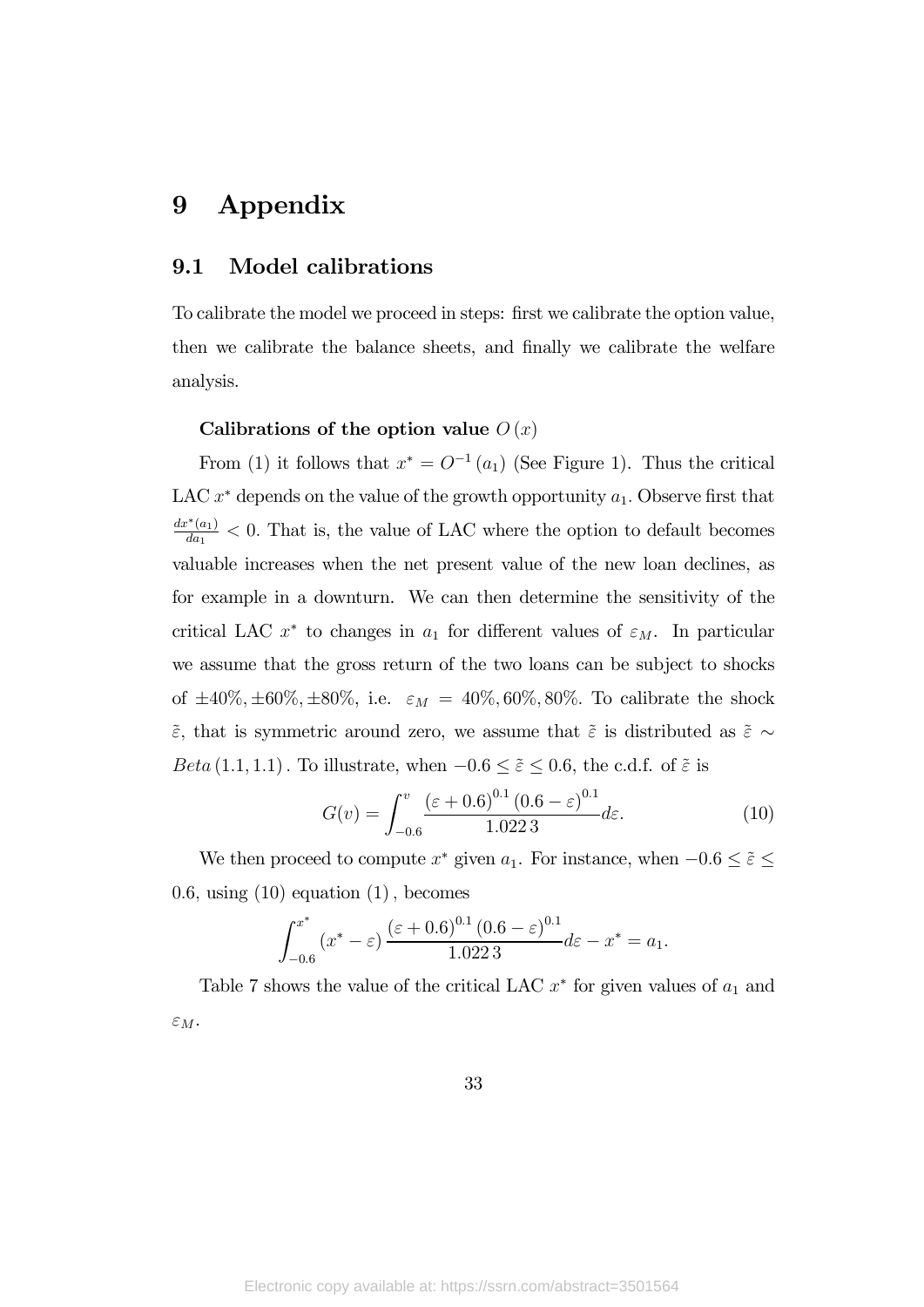# 9 Appendix

## 9.1 Model calibrations

To calibrate the model we proceed in steps: first we calibrate the option value, then we calibrate the balance sheets, and finally we calibrate the welfare analysis.

**Calibrations of the option value $O(x)$**

From (1) it follows that $x^* = O^{-1}(a_1)$ (See Figure 1). Thus the critical LAC $x^*$ depends on the value of the growth opportunity $a_1$. Observe first that $\frac{dx^*(a_1)}{da_1} < 0$. That is, the value of LAC where the option to default becomes valuable increases when the net present value of the new loan declines, as for example in a downturn. We can then determine the sensitivity of the critical LAC $x^*$ to changes in $a_1$ for different values of $\varepsilon_M$. In particular we assume that the gross return of the two loans can be subject to shocks of $\pm 40\%, \pm 60\%, \pm 80\%$, i.e. $\varepsilon_M = 40\%, 60\%, 80\%$. To calibrate the shock $\tilde{\varepsilon}$, that is symmetric around zero, we assume that $\tilde{\varepsilon}$ is distributed as $\tilde{\varepsilon} \sim Beta\,(1.1, 1.1)$. To illustrate, when $-0.6 \leq \tilde{\varepsilon} \leq 0.6$, the c.d.f. of $\tilde{\varepsilon}$ is

$$G(v) = \int_{-0.6}^{v} \frac{(\varepsilon + 0.6)^{0.1}(0.6 - \varepsilon)^{0.1}}{1.0223} d\varepsilon. \tag{10}$$

We then proceed to compute $x^*$ given $a_1$. For instance, when $-0.6 \leq \tilde{\varepsilon} \leq 0.6$, using (10) equation (1), becomes

$$\int_{-0.6}^{x^*} (x^* - \varepsilon) \frac{(\varepsilon + 0.6)^{0.1}(0.6 - \varepsilon)^{0.1}}{1.0223} d\varepsilon - x^* = a_1.$$

Table 7 shows the value of the critical LAC $x^*$ for given values of $a_1$ and $\varepsilon_M$.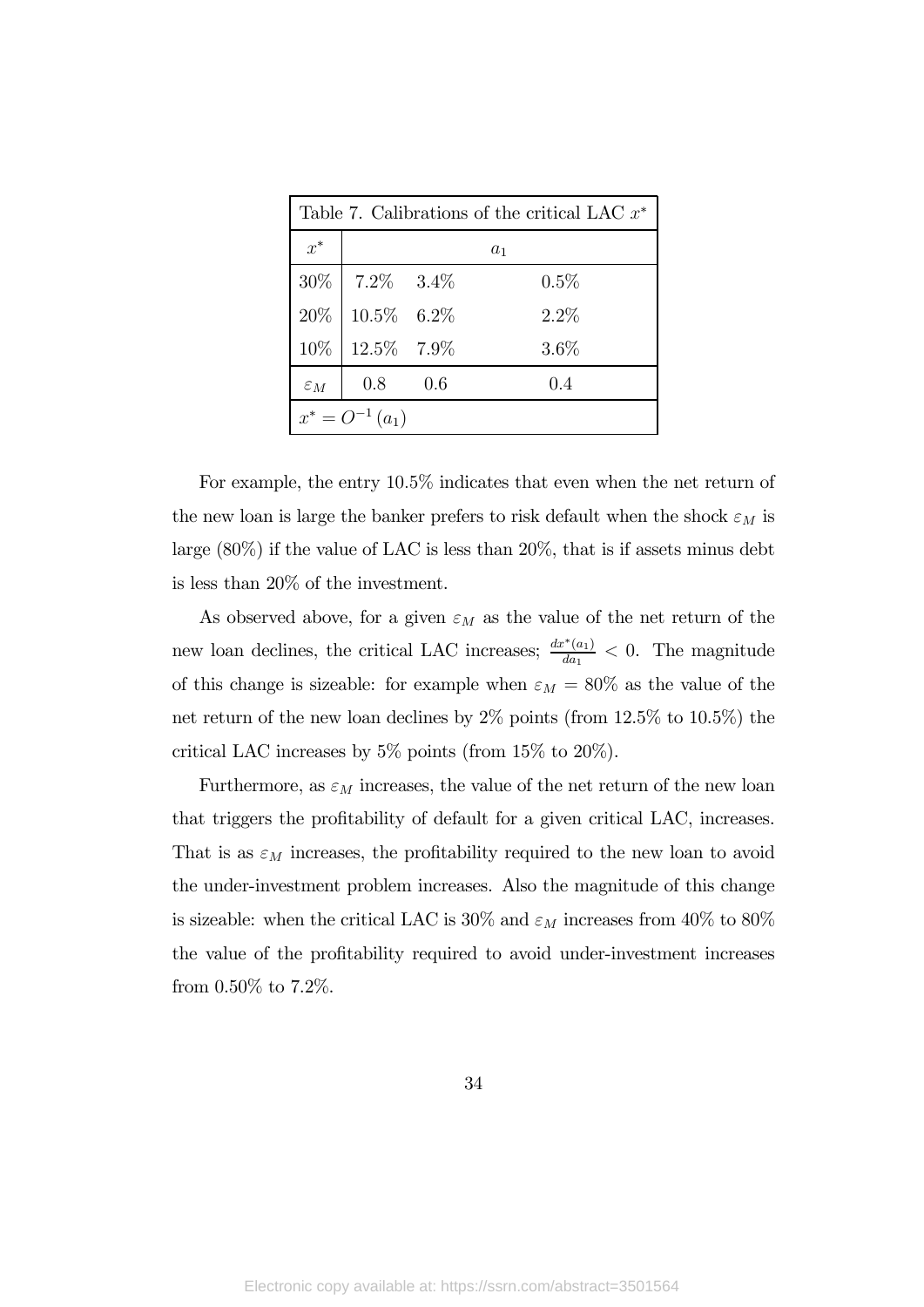| Table 7. Calibrations of the critical LAC $x^*$ | | | |
|---|---|---|---|
| $x^*$ | $a_1$ | | |
| 30% | 7.2% | 3.4% | 0.5% |
| 20% | 10.5% | 6.2% | 2.2% |
| 10% | 12.5% | 7.9% | 3.6% |
| $\varepsilon_M$ | 0.8 | 0.6 | 0.4 |
| $x^* = O^{-1}(a_1)$ | | | |

For example, the entry 10.5% indicates that even when the net return of the new loan is large the banker prefers to risk default when the shock $\varepsilon_M$ is large (80%) if the value of LAC is less than 20%, that is if assets minus debt is less than 20% of the investment.

As observed above, for a given $\varepsilon_M$ as the value of the net return of the new loan declines, the critical LAC increases; $\frac{dx^*(a_1)}{da_1} < 0$. The magnitude of this change is sizeable: for example when $\varepsilon_M = 80\%$ as the value of the net return of the new loan declines by 2% points (from 12.5% to 10.5%) the critical LAC increases by 5% points (from 15% to 20%).

Furthermore, as $\varepsilon_M$ increases, the value of the net return of the new loan that triggers the profitability of default for a given critical LAC, increases. That is as $\varepsilon_M$ increases, the profitability required to the new loan to avoid the under-investment problem increases. Also the magnitude of this change is sizeable: when the critical LAC is 30% and $\varepsilon_M$ increases from 40% to 80% the value of the profitability required to avoid under-investment increases from 0.50% to 7.2%.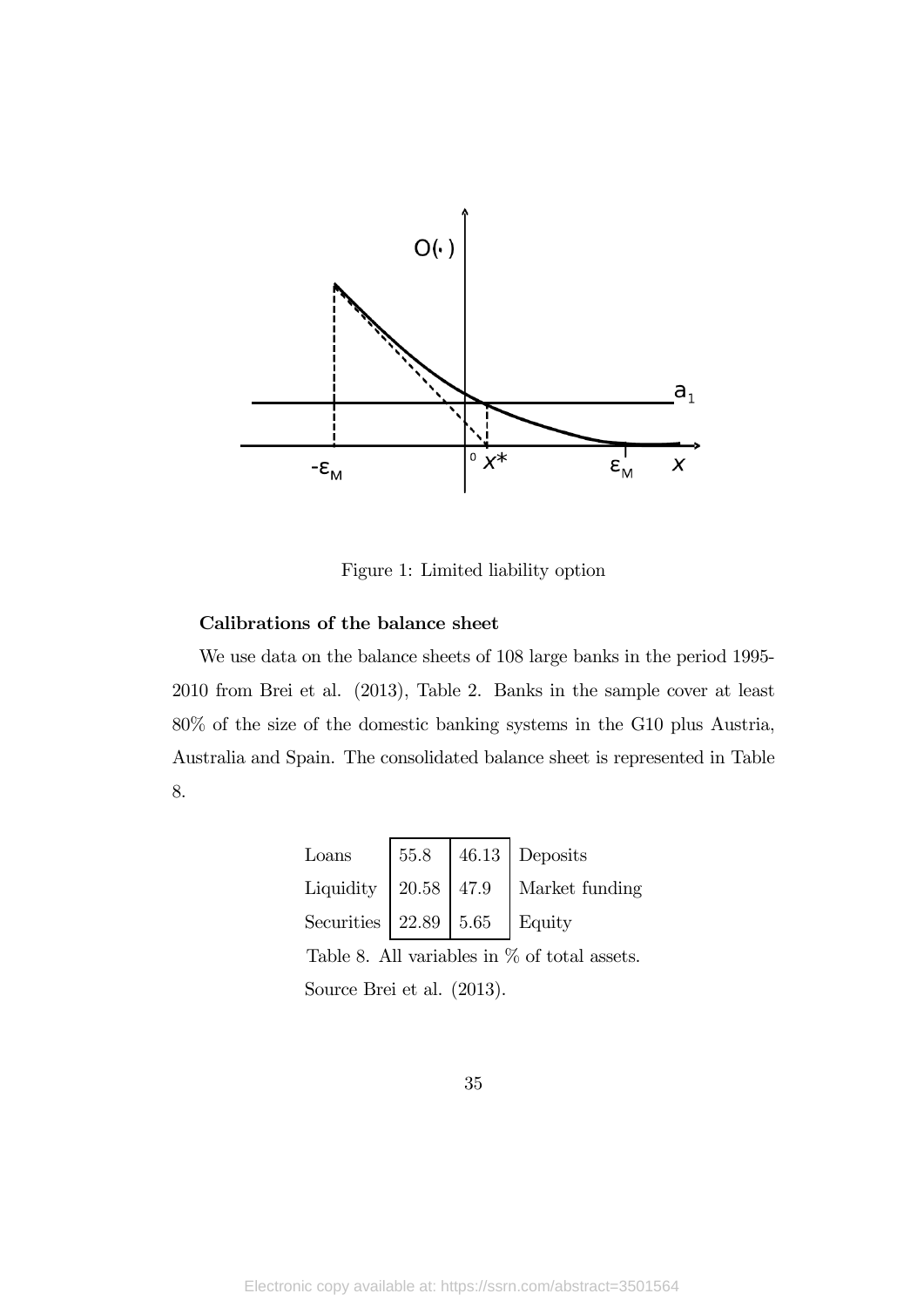Figure 1: Limited liability option

**Calibrations of the balance sheet**

We use data on the balance sheets of 108 large banks in the period 1995-2010 from Brei et al. (2013), Table 2. Banks in the sample cover at least 80% of the size of the domestic banking systems in the G10 plus Austria, Australia and Spain. The consolidated balance sheet is represented in Table 8.

| | | | |
|---|---|---|---|
| Loans | 55.8 | 46.13 | Deposits |
| Liquidity | 20.58 | 47.9 | Market funding |
| Securities | 22.89 | 5.65 | Equity |

Table 8. All variables in % of total assets.

Source Brei et al. (2013).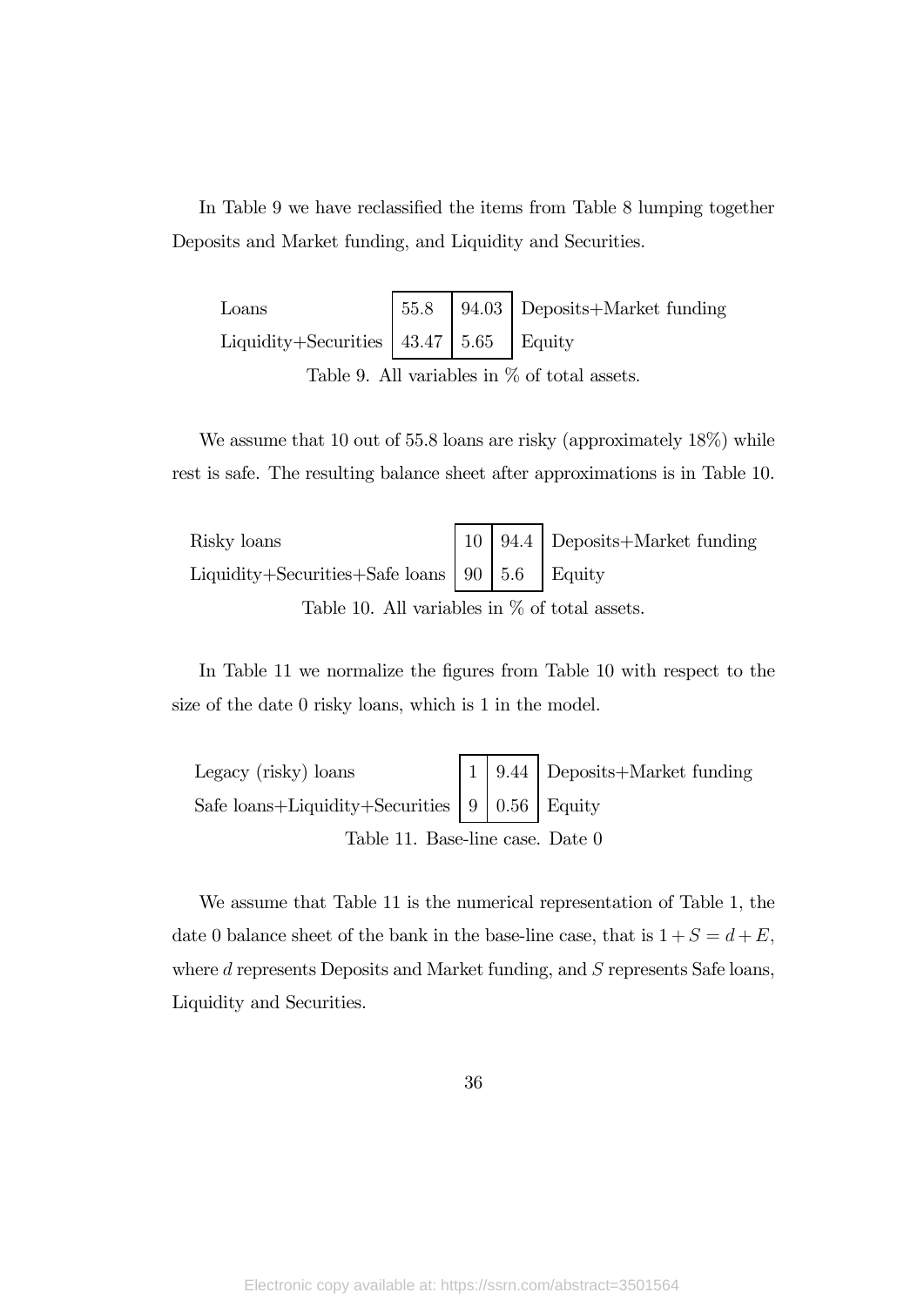In Table 9 we have reclassified the items from Table 8 lumping together Deposits and Market funding, and Liquidity and Securities.

| | | | |
|---|---|---|---|
| Loans | 55.8 | 94.03 | Deposits+Market funding |
| Liquidity+Securities | 43.47 | 5.65 | Equity |

Table 9. All variables in % of total assets.

We assume that 10 out of 55.8 loans are risky (approximately 18%) while rest is safe. The resulting balance sheet after approximations is in Table 10.

| | | | |
|---|---|---|---|
| Risky loans | 10 | 94.4 | Deposits+Market funding |
| Liquidity+Securities+Safe loans | 90 | 5.6 | Equity |

Table 10. All variables in % of total assets.

In Table 11 we normalize the figures from Table 10 with respect to the size of the date 0 risky loans, which is 1 in the model.

| | | | |
|---|---|---|---|
| Legacy (risky) loans | 1 | 9.44 | Deposits+Market funding |
| Safe loans+Liquidity+Securities | 9 | 0.56 | Equity |

Table 11. Base-line case. Date 0

We assume that Table 11 is the numerical representation of Table 1, the date 0 balance sheet of the bank in the base-line case, that is $1 + S = d + E$, where $d$ represents Deposits and Market funding, and $S$ represents Safe loans, Liquidity and Securities.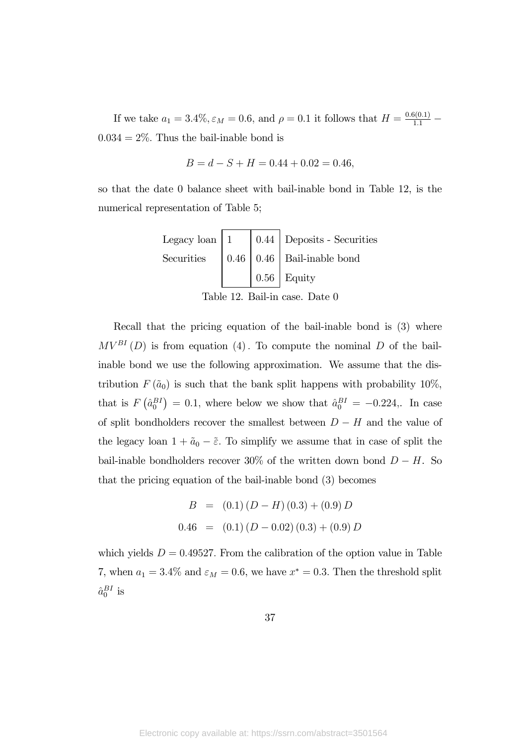If we take $a_1 = 3.4\%, \varepsilon_M = 0.6$, and $\rho = 0.1$ it follows that $H = \frac{0.6(0.1)}{1.1} - 0.034 = 2\%$. Thus the bail-inable bond is

$$B = d - S + H = 0.44 + 0.02 = 0.46,$$

so that the date 0 balance sheet with bail-inable bond in Table 12, is the numerical representation of Table 5;

| | | | |
|---|---|---|---|
| Legacy loan | 1 | 0.44 | Deposits - Securities |
| Securities | 0.46 | 0.46 | Bail-inable bond |
| | | 0.56 | Equity |

Table 12. Bail-in case. Date 0

Recall that the pricing equation of the bail-inable bond is (3) where $MV^{BI}(D)$ is from equation (4). To compute the nominal $D$ of the bail-inable bond we use the following approximation. We assume that the distribution $F(\tilde{a}_0)$ is such that the bank split happens with probability 10%, that is $F\left(\hat{a}_0^{BI}\right) = 0.1$, where below we show that $\hat{a}_0^{BI} = -0.224$,. In case of split bondholders recover the smallest between $D - H$ and the value of the legacy loan $1 + \tilde{a}_0 - \tilde{\varepsilon}$. To simplify we assume that in case of split the bail-inable bondholders recover 30% of the written down bond $D - H$. So that the pricing equation of the bail-inable bond (3) becomes

$$\begin{aligned} B &= (0.1)(D - H)(0.3) + (0.9)D \\ 0.46 &= (0.1)(D - 0.02)(0.3) + (0.9)D \end{aligned}$$

which yields $D = 0.49527$. From the calibration of the option value in Table 7, when $a_1 = 3.4\%$ and $\varepsilon_M = 0.6$, we have $x^* = 0.3$. Then the threshold split $\hat{a}_0^{BI}$ is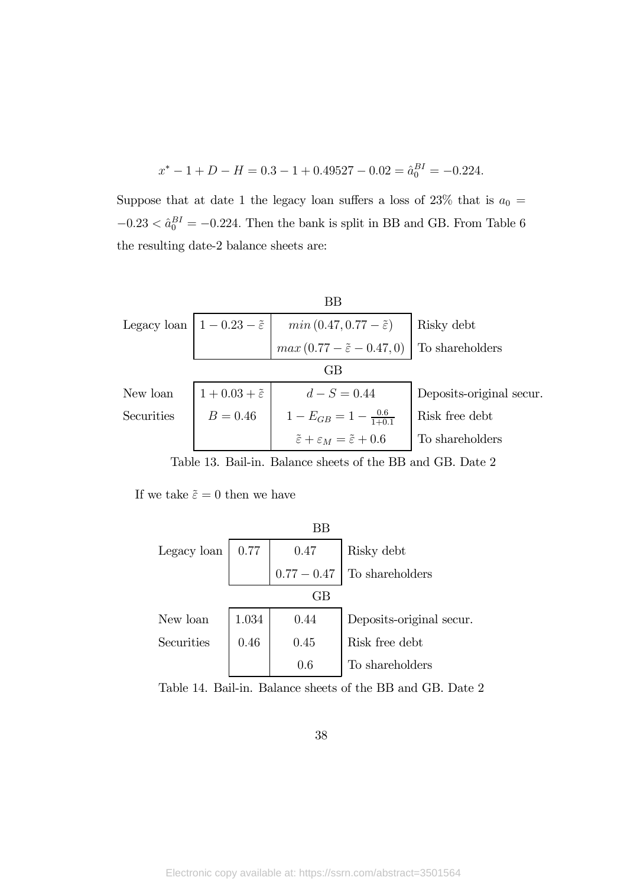$$x^{*} - 1 + D - H = 0.3 - 1 + 0.49527 - 0.02 = \hat{a}_0^{BI} = -0.224.$$

Suppose that at date 1 the legacy loan suffers a loss of 23% that is $a_0 = -0.23 < \hat{a}_0^{BI} = -0.224$. Then the bank is split in BB and GB. From Table 6 the resulting date-2 balance sheets are:

| | BB | | |
|---|---|---|---|
| Legacy loan | $1 - 0.23 - \tilde{\varepsilon}$ | $min\,(0.47, 0.77 - \tilde{\varepsilon})$ | Risky debt |
| | | $max\,(0.77 - \tilde{\varepsilon} - 0.47, 0)$ | To shareholders |
| | **GB** | | |
| New loan | $1 + 0.03 + \tilde{\varepsilon}$ | $d - S = 0.44$ | Deposits-original secur. |
| Securities | $B = 0.46$ | $1 - E_{GB} = 1 - \frac{0.6}{1+0.1}$ | Risk free debt |
| | | $\tilde{\varepsilon} + \varepsilon_M = \tilde{\varepsilon} + 0.6$ | To shareholders |

Table 13. Bail-in. Balance sheets of the BB and GB. Date 2

If we take $\tilde{\varepsilon} = 0$ then we have

| | BB | | |
|---|---|---|---|
| Legacy loan | 0.77 | 0.47 | Risky debt |
| | | $0.77 - 0.47$ | To shareholders |
| | **GB** | | |
| New loan | 1.034 | 0.44 | Deposits-original secur. |
| Securities | 0.46 | 0.45 | Risk free debt |
| | | 0.6 | To shareholders |

Table 14. Bail-in. Balance sheets of the BB and GB. Date 2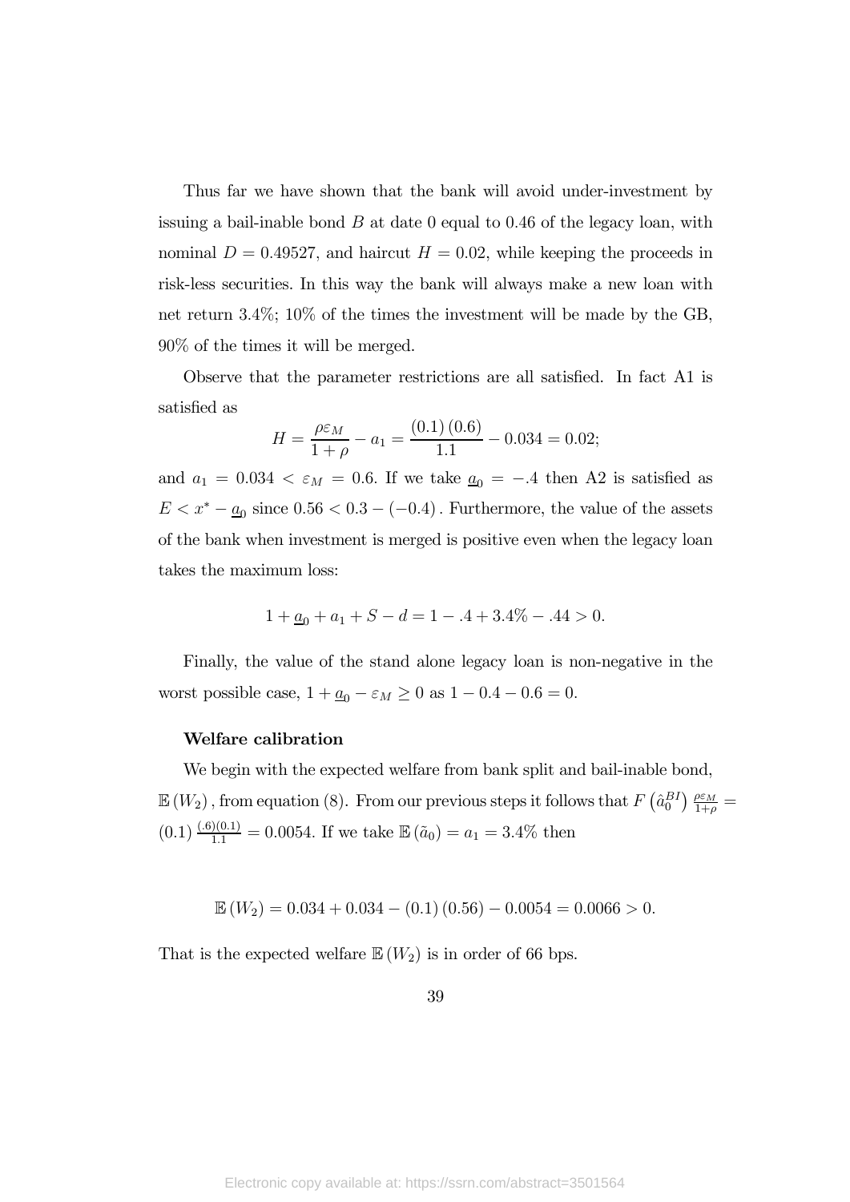Thus far we have shown that the bank will avoid under-investment by issuing a bail-inable bond $B$ at date 0 equal to 0.46 of the legacy loan, with nominal $D = 0.49527$, and haircut $H = 0.02$, while keeping the proceeds in risk-less securities. In this way the bank will always make a new loan with net return 3.4%; 10% of the times the investment will be made by the GB, 90% of the times it will be merged.

Observe that the parameter restrictions are all satisfied. In fact A1 is satisfied as

$$H = \frac{\rho \varepsilon_M}{1+\rho} - a_1 = \frac{(0.1)(0.6)}{1.1} - 0.034 = 0.02;$$

and $a_1 = 0.034 < \varepsilon_M = 0.6$. If we take $\underline{a}_0 = -.4$ then A2 is satisfied as $E < x^* - \underline{a}_0$ since $0.56 < 0.3 - (-0.4)$. Furthermore, the value of the assets of the bank when investment is merged is positive even when the legacy loan takes the maximum loss:

$$1 + \underline{a}_0 + a_1 + S - d = 1 - .4 + 3.4\% - .44 > 0.$$

Finally, the value of the stand alone legacy loan is non-negative in the worst possible case, $1 + \underline{a}_0 - \varepsilon_M \geq 0$ as $1 - 0.4 - 0.6 = 0$.

**Welfare calibration**

We begin with the expected welfare from bank split and bail-inable bond, $\mathbb{E}(W_2)$, from equation (8). From our previous steps it follows that $F\left(\hat{a}_0^{BI}\right) \frac{\rho \varepsilon_M}{1+\rho} = (0.1) \frac{(.6)(0.1)}{1.1} = 0.0054$. If we take $\mathbb{E}(\tilde{a}_0) = a_1 = 3.4\%$ then

$$\mathbb{E}(W_2) = 0.034 + 0.034 - (0.1)(0.56) - 0.0054 = 0.0066 > 0.$$

That is the expected welfare $\mathbb{E}(W_2)$ is in order of 66 bps.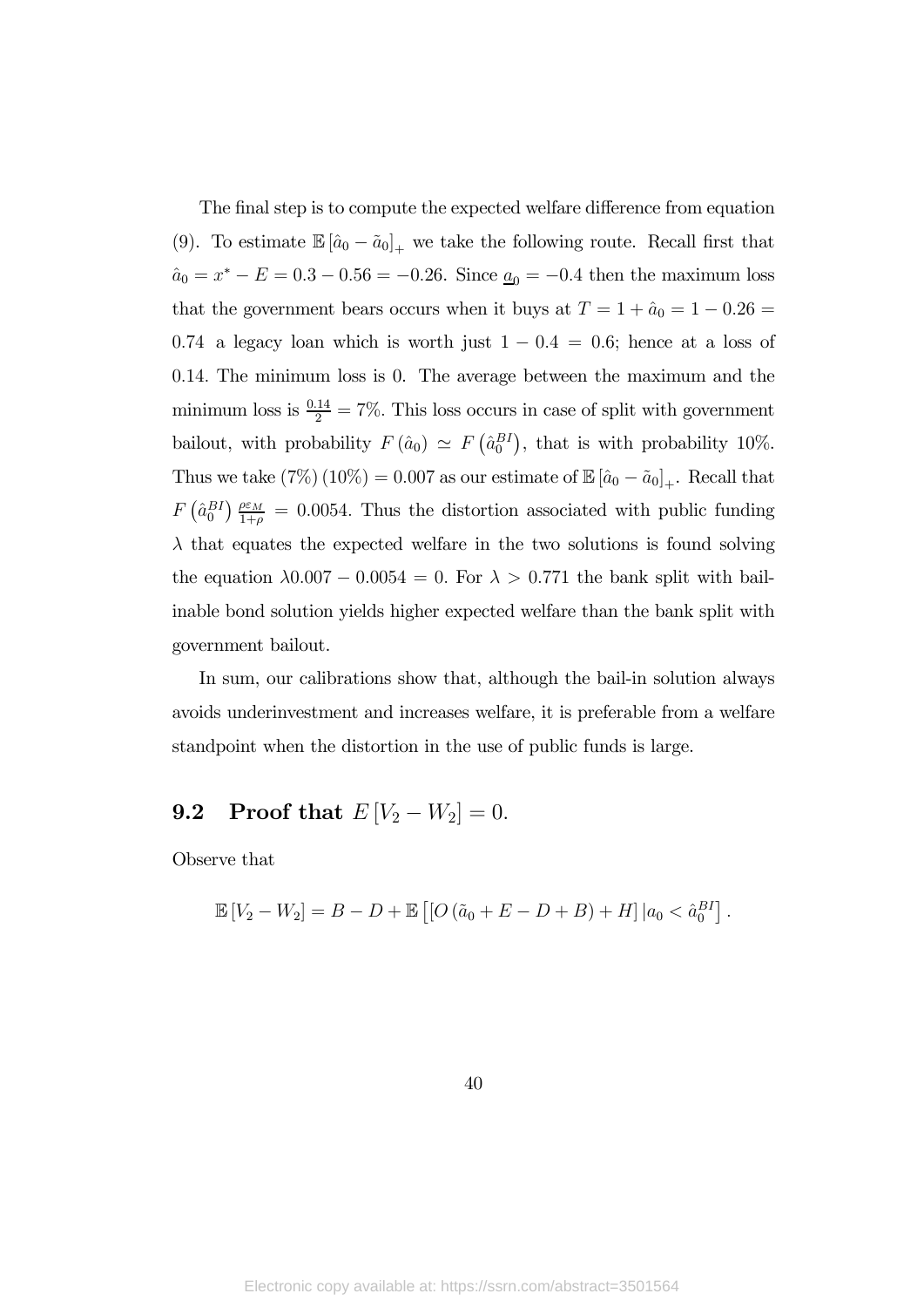The final step is to compute the expected welfare difference from equation (9). To estimate $\mathbb{E}\left[\hat{a}_0 - \tilde{a}_0\right]_+$ we take the following route. Recall first that $\hat{a}_0 = x^* - E = 0.3 - 0.56 = -0.26$. Since $\underline{a}_0 = -0.4$ then the maximum loss that the government bears occurs when it buys at $T = 1 + \hat{a}_0 = 1 - 0.26 = 0.74$ a legacy loan which is worth just $1 - 0.4 = 0.6$; hence at a loss of 0.14. The minimum loss is 0. The average between the maximum and the minimum loss is $\frac{0.14}{2} = 7\%$. This loss occurs in case of split with government bailout, with probability $F(\hat{a}_0) \simeq F\left(\hat{a}_0^{BI}\right)$, that is with probability 10%. Thus we take $(7\%)(10\%) = 0.007$ as our estimate of $\mathbb{E}\left[\hat{a}_0 - \tilde{a}_0\right]_+$. Recall that $F\left(\hat{a}_0^{BI}\right)\frac{\rho \varepsilon_M}{1+\rho} = 0.0054$. Thus the distortion associated with public funding $\lambda$ that equates the expected welfare in the two solutions is found solving the equation $\lambda 0.007 - 0.0054 = 0$. For $\lambda > 0.771$ the bank split with bail-inable bond solution yields higher expected welfare than the bank split with government bailout.

In sum, our calibrations show that, although the bail-in solution always avoids underinvestment and increases welfare, it is preferable from a welfare standpoint when the distortion in the use of public funds is large.

## 9.2 Proof that $E\left[V_2 - W_2\right] = 0$.

Observe that

$$\mathbb{E}\left[V_2 - W_2\right] = B - D + \mathbb{E}\left[\left[O\left(\tilde{a}_0 + E - D + B\right) + H\right] | a_0 < \hat{a}_0^{BI}\right].$$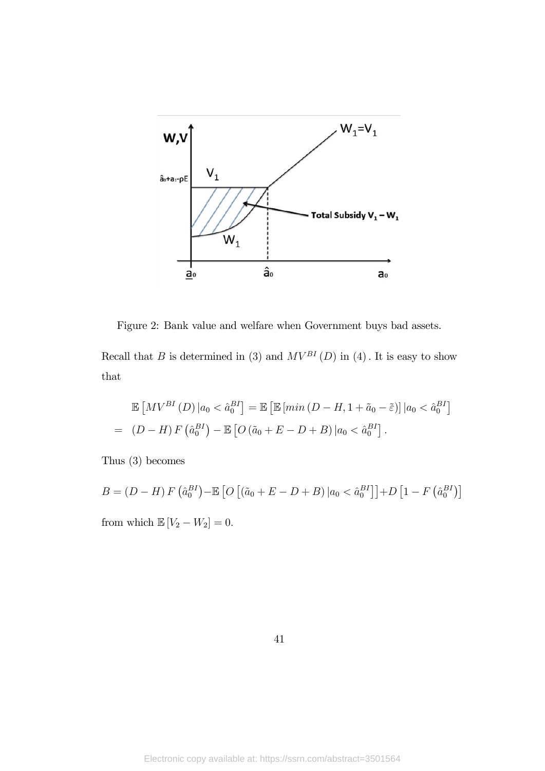Figure 2: Bank value and welfare when Government buys bad assets.

Recall that $B$ is determined in (3) and $MV^{BI}(D)$ in (4). It is easy to show that

$$
\begin{aligned}
& \mathbb{E}\left[MV^{BI}(D)\,|a_0 < \hat{a}_0^{BI}\right] = \mathbb{E}\left[\mathbb{E}\left[min\left(D-H, 1+\tilde{a}_0-\tilde{\varepsilon}\right)\right]|a_0 < \hat{a}_0^{BI}\right] \\
= \ & (D-H)\,F\left(\hat{a}_0^{BI}\right) - \mathbb{E}\left[O\left(\tilde{a}_0+E-D+B\right)|a_0 < \hat{a}_0^{BI}\right].
\end{aligned}
$$

Thus (3) becomes

$$
B = (D-H)\,F\left(\hat{a}_0^{BI}\right) - \mathbb{E}\left[O\left[\left(\tilde{a}_0+E-D+B\right)|a_0 < \hat{a}_0^{BI}\right]\right] + D\left[1-F\left(\hat{a}_0^{BI}\right)\right]
$$

from which $\mathbb{E}\left[V_2 - W_2\right] = 0$.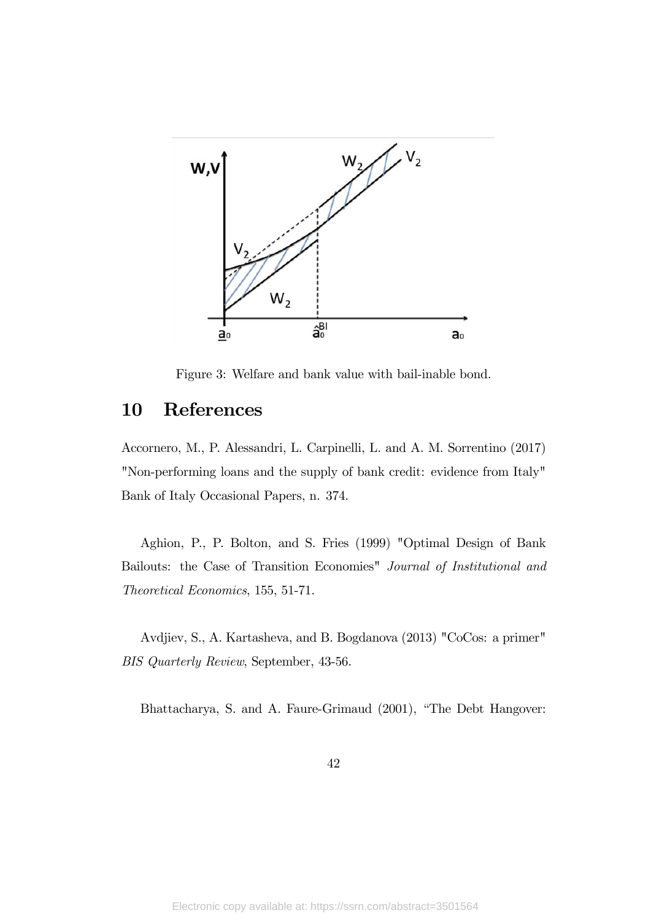Figure 3: Welfare and bank value with bail-inable bond.

# 10 References

Accornero, M., P. Alessandri, L. Carpinelli, L. and A. M. Sorrentino (2017) "Non-performing loans and the supply of bank credit: evidence from Italy" Bank of Italy Occasional Papers, n. 374.

Aghion, P., P. Bolton, and S. Fries (1999) "Optimal Design of Bank Bailouts: the Case of Transition Economies" *Journal of Institutional and Theoretical Economics*, 155, 51-71.

Avdjiev, S., A. Kartasheva, and B. Bogdanova (2013) "CoCos: a primer" *BIS Quarterly Review*, September, 43-56.

Bhattacharya, S. and A. Faure-Grimaud (2001), "The Debt Hangover: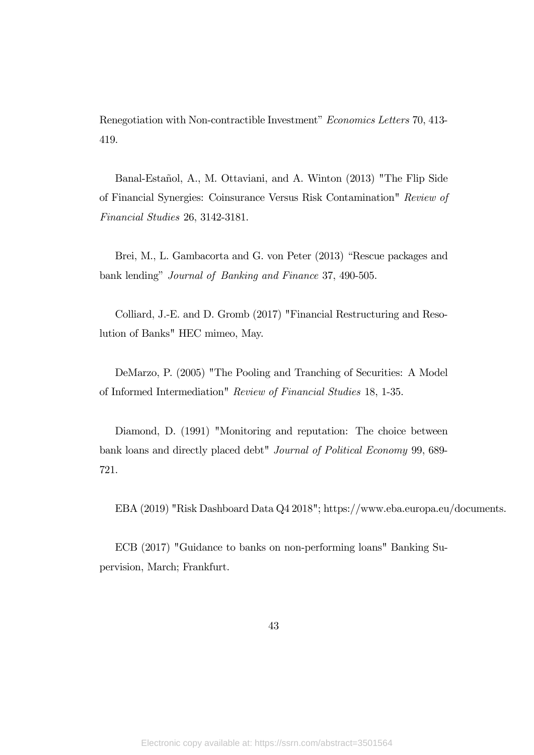Renegotiation with Non-contractible Investment" *Economics Letters* 70, 413-419.

Banal-Estañol, A., M. Ottaviani, and A. Winton (2013) "The Flip Side of Financial Synergies: Coinsurance Versus Risk Contamination" *Review of Financial Studies* 26, 3142-3181.

Brei, M., L. Gambacorta and G. von Peter (2013) "Rescue packages and bank lending" *Journal of Banking and Finance* 37, 490-505.

Colliard, J.-E. and D. Gromb (2017) "Financial Restructuring and Resolution of Banks" HEC mimeo, May.

DeMarzo, P. (2005) "The Pooling and Tranching of Securities: A Model of Informed Intermediation" *Review of Financial Studies* 18, 1-35.

Diamond, D. (1991) "Monitoring and reputation: The choice between bank loans and directly placed debt" *Journal of Political Economy* 99, 689-721.

EBA (2019) "Risk Dashboard Data Q4 2018"; https://www.eba.europa.eu/documents.

ECB (2017) "Guidance to banks on non-performing loans" Banking Supervision, March; Frankfurt.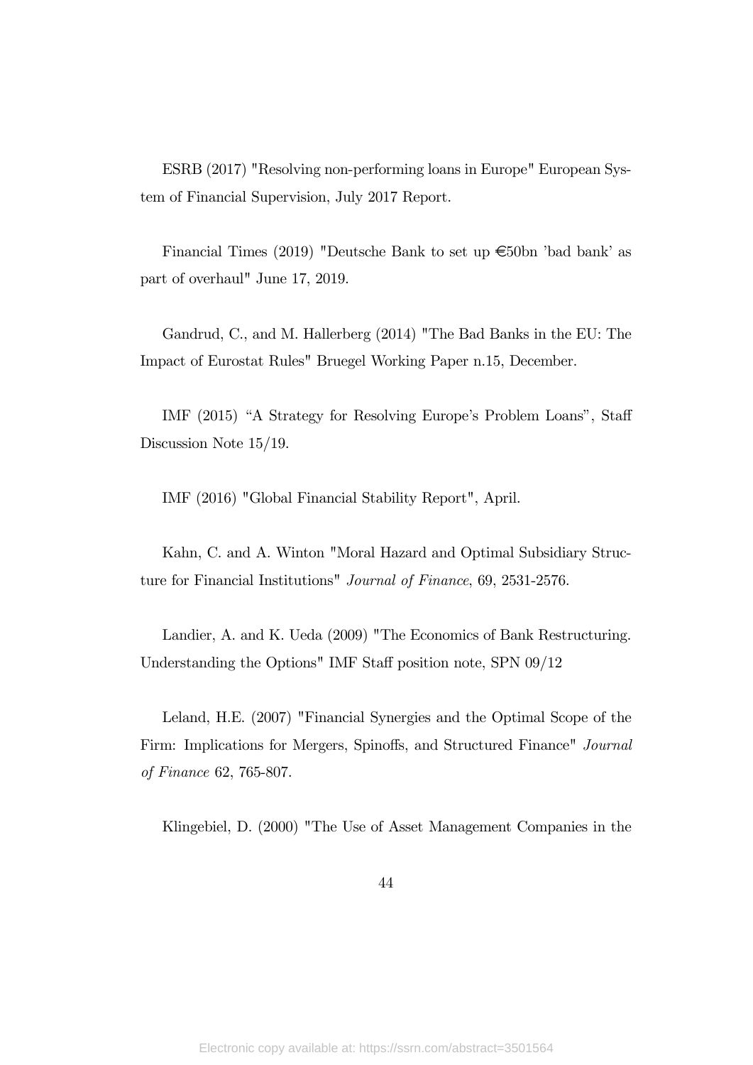ESRB (2017) "Resolving non-performing loans in Europe" European System of Financial Supervision, July 2017 Report.

Financial Times (2019) "Deutsche Bank to set up €50bn 'bad bank' as part of overhaul" June 17, 2019.

Gandrud, C., and M. Hallerberg (2014) "The Bad Banks in the EU: The Impact of Eurostat Rules" Bruegel Working Paper n.15, December.

IMF (2015) "A Strategy for Resolving Europe's Problem Loans", Staff Discussion Note 15/19.

IMF (2016) "Global Financial Stability Report", April.

Kahn, C. and A. Winton "Moral Hazard and Optimal Subsidiary Structure for Financial Institutions" *Journal of Finance*, 69, 2531-2576.

Landier, A. and K. Ueda (2009) "The Economics of Bank Restructuring. Understanding the Options" IMF Staff position note, SPN 09/12

Leland, H.E. (2007) "Financial Synergies and the Optimal Scope of the Firm: Implications for Mergers, Spinoffs, and Structured Finance" *Journal of Finance* 62, 765-807.

Klingebiel, D. (2000) "The Use of Asset Management Companies in the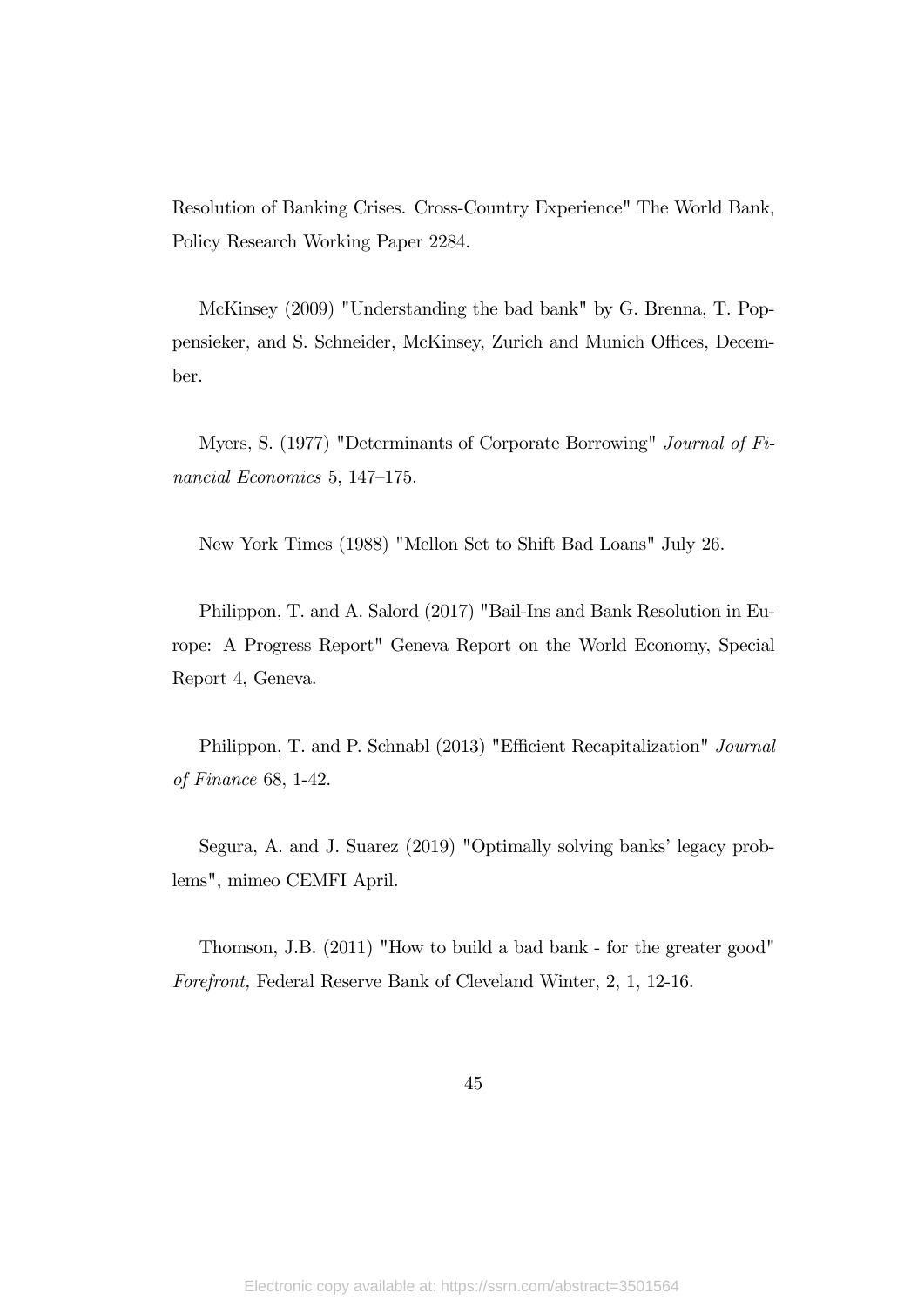Resolution of Banking Crises. Cross-Country Experience" The World Bank, Policy Research Working Paper 2284.

McKinsey (2009) "Understanding the bad bank" by G. Brenna, T. Poppensieker, and S. Schneider, McKinsey, Zurich and Munich Offices, December.

Myers, S. (1977) "Determinants of Corporate Borrowing" *Journal of Financial Economics* 5, 147–175.

New York Times (1988) "Mellon Set to Shift Bad Loans" July 26.

Philippon, T. and A. Salord (2017) "Bail-Ins and Bank Resolution in Europe: A Progress Report" Geneva Report on the World Economy, Special Report 4, Geneva.

Philippon, T. and P. Schnabl (2013) "Efficient Recapitalization" *Journal of Finance* 68, 1-42.

Segura, A. and J. Suarez (2019) "Optimally solving banks' legacy problems", mimeo CEMFI April.

Thomson, J.B. (2011) "How to build a bad bank - for the greater good" *Forefront,* Federal Reserve Bank of Cleveland Winter, 2, 1, 12-16.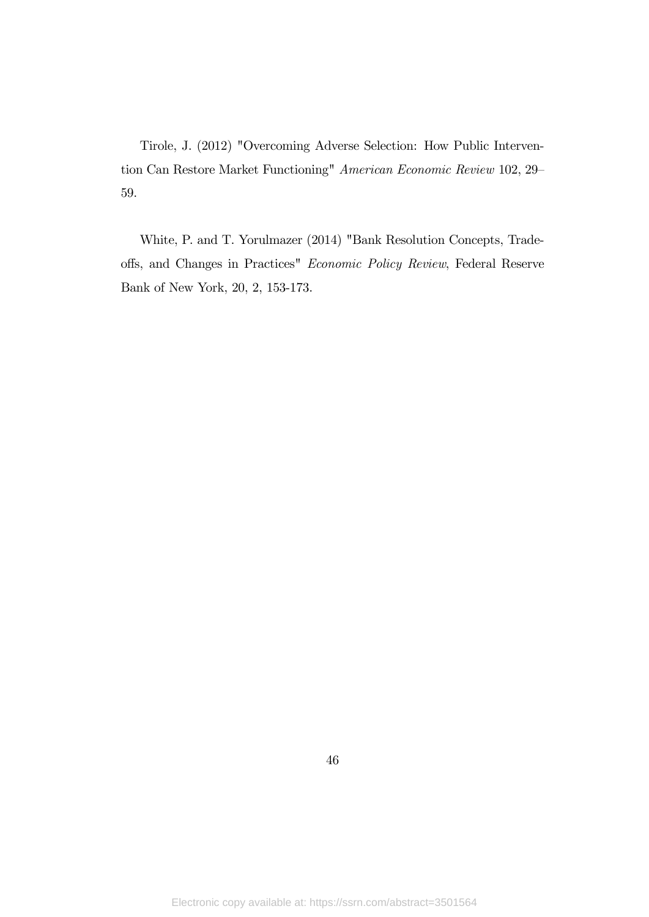Tirole, J. (2012) "Overcoming Adverse Selection: How Public Intervention Can Restore Market Functioning" *American Economic Review* 102, 29–59.

White, P. and T. Yorulmazer (2014) "Bank Resolution Concepts, Trade-offs, and Changes in Practices" *Economic Policy Review*, Federal Reserve Bank of New York, 20, 2, 153-173.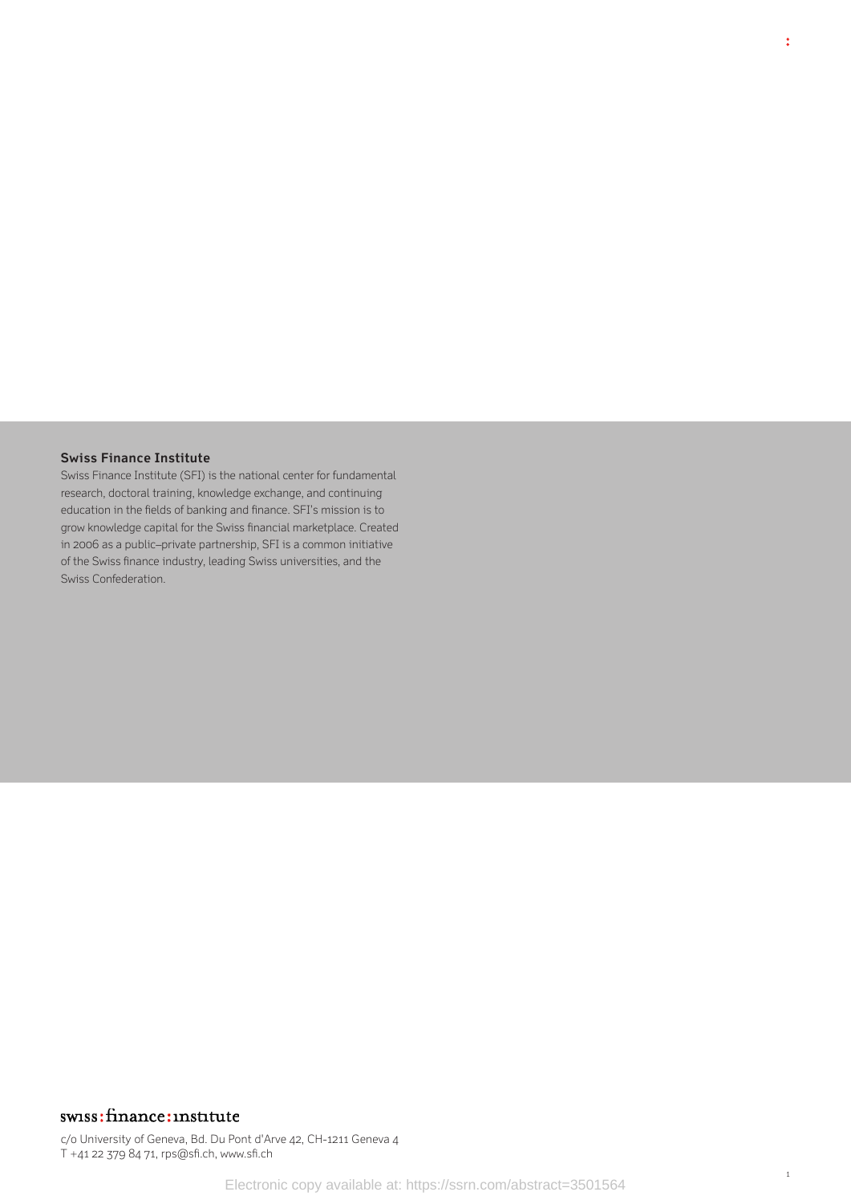**Swiss Finance Institute**

Swiss Finance Institute (SFI) is the national center for fundamental research, doctoral training, knowledge exchange, and continuing education in the fields of banking and finance. SFI's mission is to grow knowledge capital for the Swiss financial marketplace. Created in 2006 as a public–private partnership, SFI is a common initiative of the Swiss finance industry, leading Swiss universities, and the Swiss Confederation.

swiss:finance:institute

c/o University of Geneva, Bd. Du Pont d'Arve 42, CH-1211 Geneva 4
T +41 22 379 84 71, rps@sfi.ch, www.sfi.ch